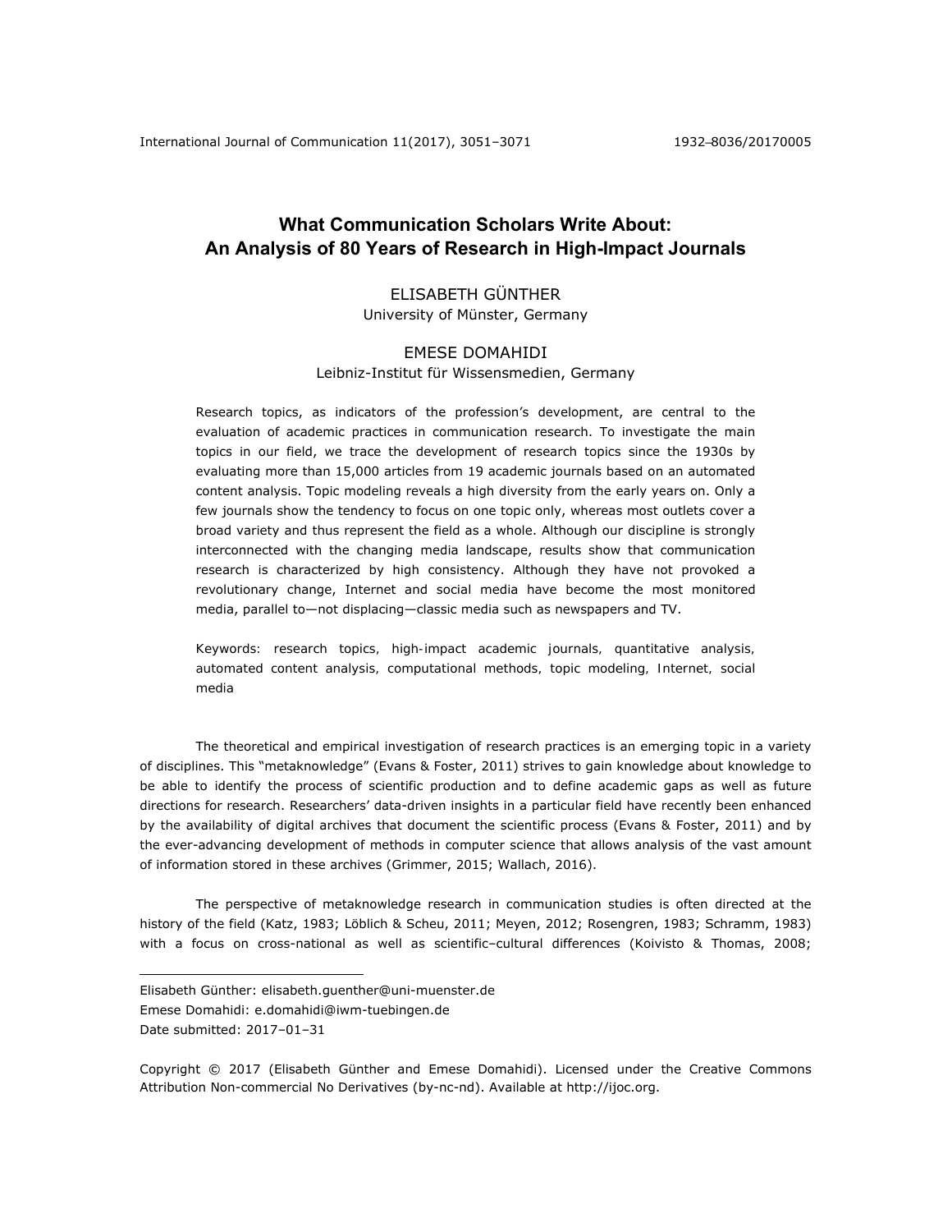# What Communication Scholars Write About: An Analysis of 80 Years of Research in High-Impact Journals

ELISABETH GÜNTHER
University of Münster, Germany

EMESE DOMAHIDI
Leibniz-Institut für Wissensmedien, Germany

Research topics, as indicators of the profession's development, are central to the evaluation of academic practices in communication research. To investigate the main topics in our field, we trace the development of research topics since the 1930s by evaluating more than 15,000 articles from 19 academic journals based on an automated content analysis. Topic modeling reveals a high diversity from the early years on. Only a few journals show the tendency to focus on one topic only, whereas most outlets cover a broad variety and thus represent the field as a whole. Although our discipline is strongly interconnected with the changing media landscape, results show that communication research is characterized by high consistency. Although they have not provoked a revolutionary change, Internet and social media have become the most monitored media, parallel to—not displacing—classic media such as newspapers and TV.

Keywords: research topics, high-impact academic journals, quantitative analysis, automated content analysis, computational methods, topic modeling, Internet, social media

The theoretical and empirical investigation of research practices is an emerging topic in a variety of disciplines. This "metaknowledge" (Evans & Foster, 2011) strives to gain knowledge about knowledge to be able to identify the process of scientific production and to define academic gaps as well as future directions for research. Researchers' data-driven insights in a particular field have recently been enhanced by the availability of digital archives that document the scientific process (Evans & Foster, 2011) and by the ever-advancing development of methods in computer science that allows analysis of the vast amount of information stored in these archives (Grimmer, 2015; Wallach, 2016).

The perspective of metaknowledge research in communication studies is often directed at the history of the field (Katz, 1983; Löblich & Scheu, 2011; Meyen, 2012; Rosengren, 1983; Schramm, 1983) with a focus on cross-national as well as scientific–cultural differences (Koivisto & Thomas, 2008;

Elisabeth Günther: elisabeth.guenther@uni-muenster.de
Emese Domahidi: e.domahidi@iwm-tuebingen.de
Date submitted: 2017–01–31

Copyright © 2017 (Elisabeth Günther and Emese Domahidi). Licensed under the Creative Commons Attribution Non-commercial No Derivatives (by-nc-nd). Available at http://ijoc.org.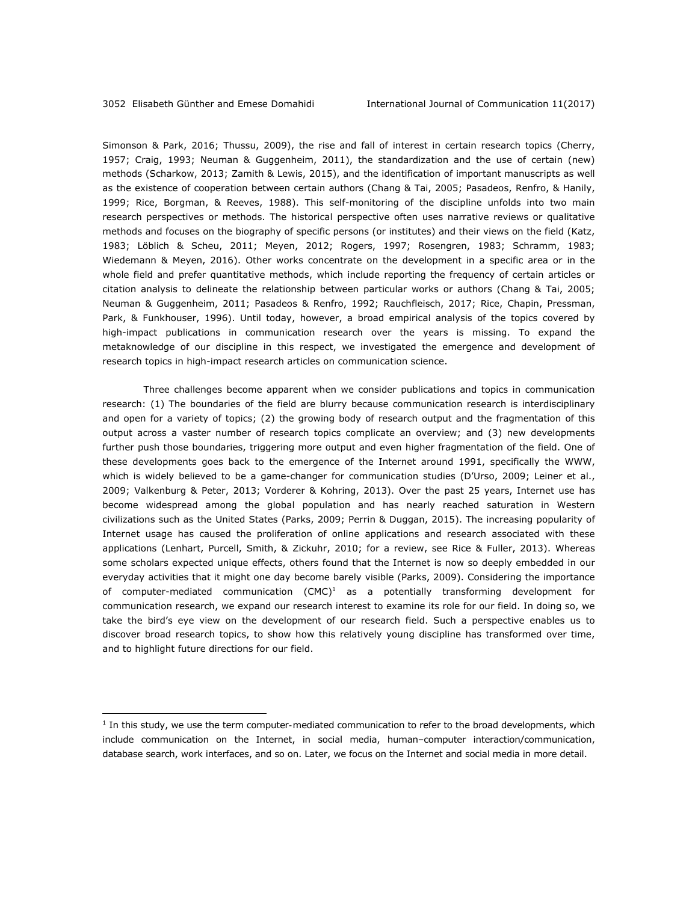Simonson & Park, 2016; Thussu, 2009), the rise and fall of interest in certain research topics (Cherry, 1957; Craig, 1993; Neuman & Guggenheim, 2011), the standardization and the use of certain (new) methods (Scharkow, 2013; Zamith & Lewis, 2015), and the identification of important manuscripts as well as the existence of cooperation between certain authors (Chang & Tai, 2005; Pasadeos, Renfro, & Hanily, 1999; Rice, Borgman, & Reeves, 1988). This self-monitoring of the discipline unfolds into two main research perspectives or methods. The historical perspective often uses narrative reviews or qualitative methods and focuses on the biography of specific persons (or institutes) and their views on the field (Katz, 1983; Löblich & Scheu, 2011; Meyen, 2012; Rogers, 1997; Rosengren, 1983; Schramm, 1983; Wiedemann & Meyen, 2016). Other works concentrate on the development in a specific area or in the whole field and prefer quantitative methods, which include reporting the frequency of certain articles or citation analysis to delineate the relationship between particular works or authors (Chang & Tai, 2005; Neuman & Guggenheim, 2011; Pasadeos & Renfro, 1992; Rauchfleisch, 2017; Rice, Chapin, Pressman, Park, & Funkhouser, 1996). Until today, however, a broad empirical analysis of the topics covered by high-impact publications in communication research over the years is missing. To expand the metaknowledge of our discipline in this respect, we investigated the emergence and development of research topics in high-impact research articles on communication science.

Three challenges become apparent when we consider publications and topics in communication research: (1) The boundaries of the field are blurry because communication research is interdisciplinary and open for a variety of topics; (2) the growing body of research output and the fragmentation of this output across a vaster number of research topics complicate an overview; and (3) new developments further push those boundaries, triggering more output and even higher fragmentation of the field. One of these developments goes back to the emergence of the Internet around 1991, specifically the WWW, which is widely believed to be a game-changer for communication studies (D'Urso, 2009; Leiner et al., 2009; Valkenburg & Peter, 2013; Vorderer & Kohring, 2013). Over the past 25 years, Internet use has become widespread among the global population and has nearly reached saturation in Western civilizations such as the United States (Parks, 2009; Perrin & Duggan, 2015). The increasing popularity of Internet usage has caused the proliferation of online applications and research associated with these applications (Lenhart, Purcell, Smith, & Zickuhr, 2010; for a review, see Rice & Fuller, 2013). Whereas some scholars expected unique effects, others found that the Internet is now so deeply embedded in our everyday activities that it might one day become barely visible (Parks, 2009). Considering the importance of computer-mediated communication (CMC)[1] as a potentially transforming development for communication research, we expand our research interest to examine its role for our field. In doing so, we take the bird's eye view on the development of our research field. Such a perspective enables us to discover broad research topics, to show how this relatively young discipline has transformed over time, and to highlight future directions for our field.

---

[1] In this study, we use the term computer-mediated communication to refer to the broad developments, which include communication on the Internet, in social media, human–computer interaction/communication, database search, work interfaces, and so on. Later, we focus on the Internet and social media in more detail.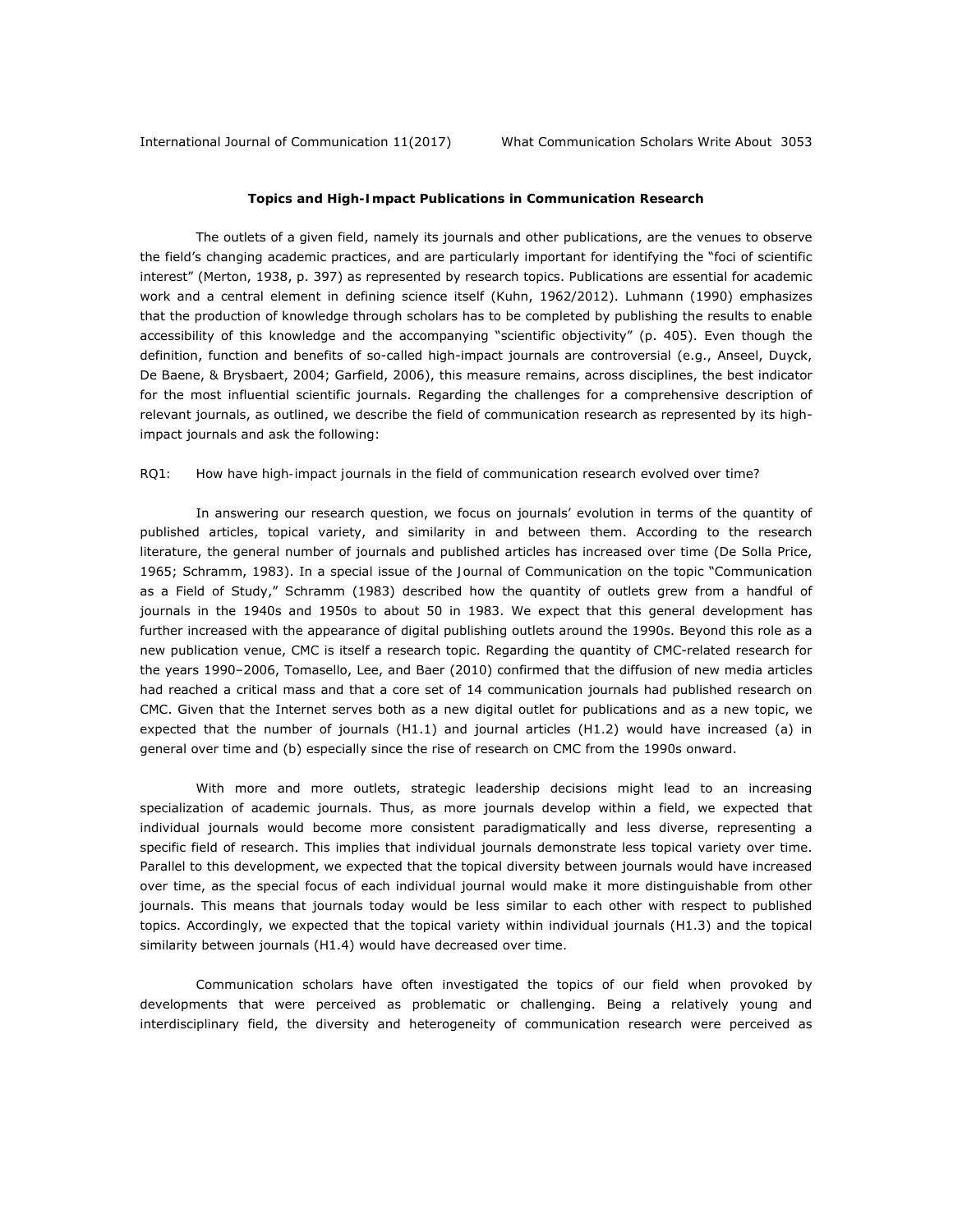## Topics and High-Impact Publications in Communication Research

The outlets of a given field, namely its journals and other publications, are the venues to observe the field's changing academic practices, and are particularly important for identifying the "foci of scientific interest" (Merton, 1938, p. 397) as represented by research topics. Publications are essential for academic work and a central element in defining science itself (Kuhn, 1962/2012). Luhmann (1990) emphasizes that the production of knowledge through scholars has to be completed by publishing the results to enable accessibility of this knowledge and the accompanying "scientific objectivity" (p. 405). Even though the definition, function and benefits of so-called high-impact journals are controversial (e.g., Anseel, Duyck, De Baene, & Brysbaert, 2004; Garfield, 2006), this measure remains, across disciplines, the best indicator for the most influential scientific journals. Regarding the challenges for a comprehensive description of relevant journals, as outlined, we describe the field of communication research as represented by its high-impact journals and ask the following:

RQ1: How have high-impact journals in the field of communication research evolved over time?

In answering our research question, we focus on journals' evolution in terms of the quantity of published articles, topical variety, and similarity in and between them. According to the research literature, the general number of journals and published articles has increased over time (De Solla Price, 1965; Schramm, 1983). In a special issue of the *Journal of Communication* on the topic "Communication as a Field of Study," Schramm (1983) described how the quantity of outlets grew from a handful of journals in the 1940s and 1950s to about 50 in 1983. We expect that this general development has further increased with the appearance of digital publishing outlets around the 1990s. Beyond this role as a new publication venue, CMC is itself a research topic. Regarding the quantity of CMC-related research for the years 1990–2006, Tomasello, Lee, and Baer (2010) confirmed that the diffusion of new media articles had reached a critical mass and that a core set of 14 communication journals had published research on CMC. Given that the Internet serves both as a new digital outlet for publications and as a new topic, we expected that the number of journals (H1.1) and journal articles (H1.2) would have increased (a) in general over time and (b) especially since the rise of research on CMC from the 1990s onward.

With more and more outlets, strategic leadership decisions might lead to an increasing specialization of academic journals. Thus, as more journals develop within a field, we expected that individual journals would become more consistent paradigmatically and less diverse, representing a specific field of research. This implies that individual journals demonstrate less topical variety over time. Parallel to this development, we expected that the topical diversity between journals would have increased over time, as the special focus of each individual journal would make it more distinguishable from other journals. This means that journals today would be less similar to each other with respect to published topics. Accordingly, we expected that the topical variety within individual journals (H1.3) and the topical similarity between journals (H1.4) would have decreased over time.

Communication scholars have often investigated the topics of our field when provoked by developments that were perceived as problematic or challenging. Being a relatively young and interdisciplinary field, the diversity and heterogeneity of communication research were perceived as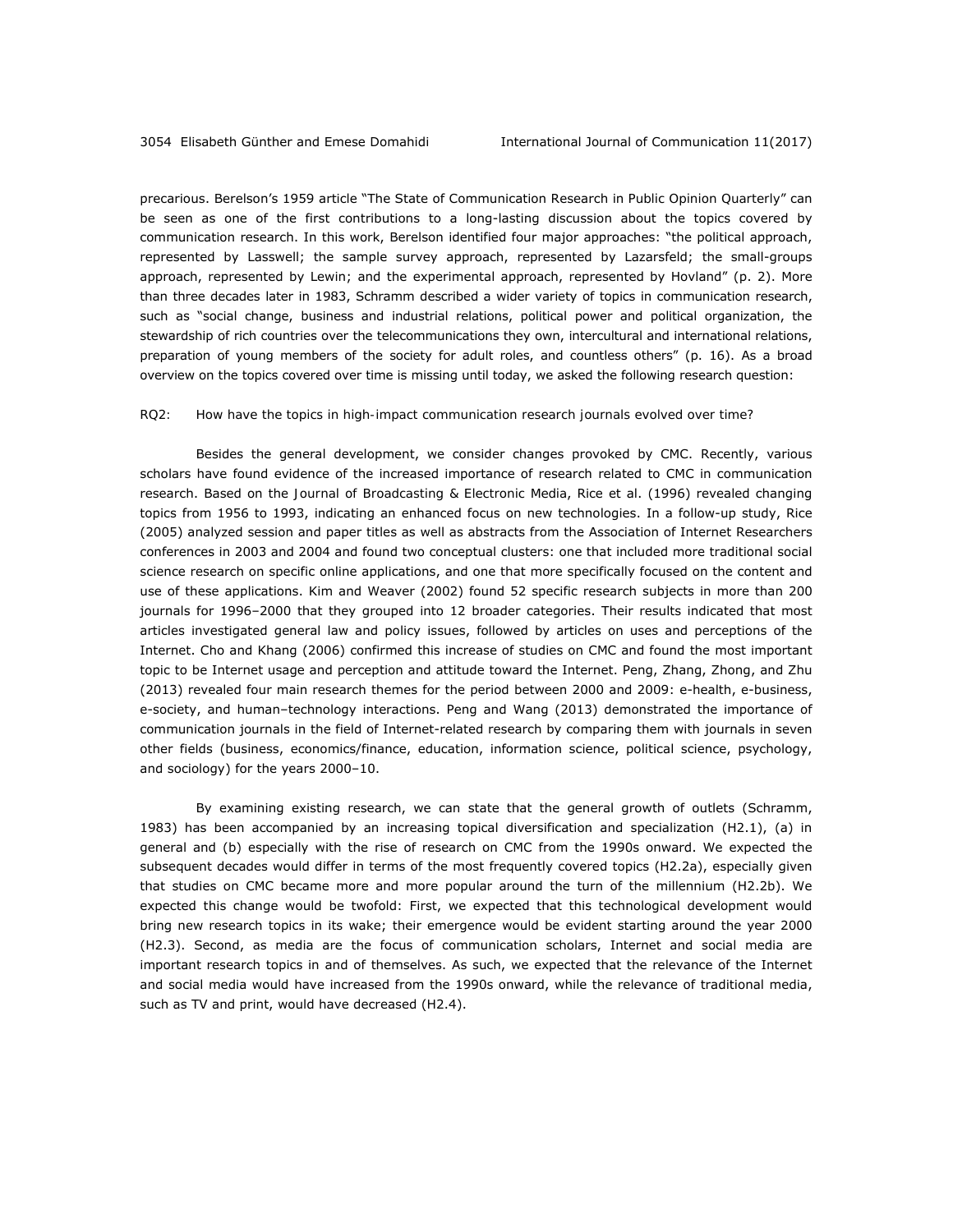precarious. Berelson's 1959 article "The State of Communication Research in Public Opinion Quarterly" can be seen as one of the first contributions to a long-lasting discussion about the topics covered by communication research. In this work, Berelson identified four major approaches: "the political approach, represented by Lasswell; the sample survey approach, represented by Lazarsfeld; the small-groups approach, represented by Lewin; and the experimental approach, represented by Hovland" (p. 2). More than three decades later in 1983, Schramm described a wider variety of topics in communication research, such as "social change, business and industrial relations, political power and political organization, the stewardship of rich countries over the telecommunications they own, intercultural and international relations, preparation of young members of the society for adult roles, and countless others" (p. 16). As a broad overview on the topics covered over time is missing until today, we asked the following research question:

RQ2: How have the topics in high-impact communication research journals evolved over time?

Besides the general development, we consider changes provoked by CMC. Recently, various scholars have found evidence of the increased importance of research related to CMC in communication research. Based on the Journal of Broadcasting & Electronic Media, Rice et al. (1996) revealed changing topics from 1956 to 1993, indicating an enhanced focus on new technologies. In a follow-up study, Rice (2005) analyzed session and paper titles as well as abstracts from the Association of Internet Researchers conferences in 2003 and 2004 and found two conceptual clusters: one that included more traditional social science research on specific online applications, and one that more specifically focused on the content and use of these applications. Kim and Weaver (2002) found 52 specific research subjects in more than 200 journals for 1996–2000 that they grouped into 12 broader categories. Their results indicated that most articles investigated general law and policy issues, followed by articles on uses and perceptions of the Internet. Cho and Khang (2006) confirmed this increase of studies on CMC and found the most important topic to be Internet usage and perception and attitude toward the Internet. Peng, Zhang, Zhong, and Zhu (2013) revealed four main research themes for the period between 2000 and 2009: e-health, e-business, e-society, and human–technology interactions. Peng and Wang (2013) demonstrated the importance of communication journals in the field of Internet-related research by comparing them with journals in seven other fields (business, economics/finance, education, information science, political science, psychology, and sociology) for the years 2000–10.

By examining existing research, we can state that the general growth of outlets (Schramm, 1983) has been accompanied by an increasing topical diversification and specialization (H2.1), (a) in general and (b) especially with the rise of research on CMC from the 1990s onward. We expected the subsequent decades would differ in terms of the most frequently covered topics (H2.2a), especially given that studies on CMC became more and more popular around the turn of the millennium (H2.2b). We expected this change would be twofold: First, we expected that this technological development would bring new research topics in its wake; their emergence would be evident starting around the year 2000 (H2.3). Second, as media are the focus of communication scholars, Internet and social media are important research topics in and of themselves. As such, we expected that the relevance of the Internet and social media would have increased from the 1990s onward, while the relevance of traditional media, such as TV and print, would have decreased (H2.4).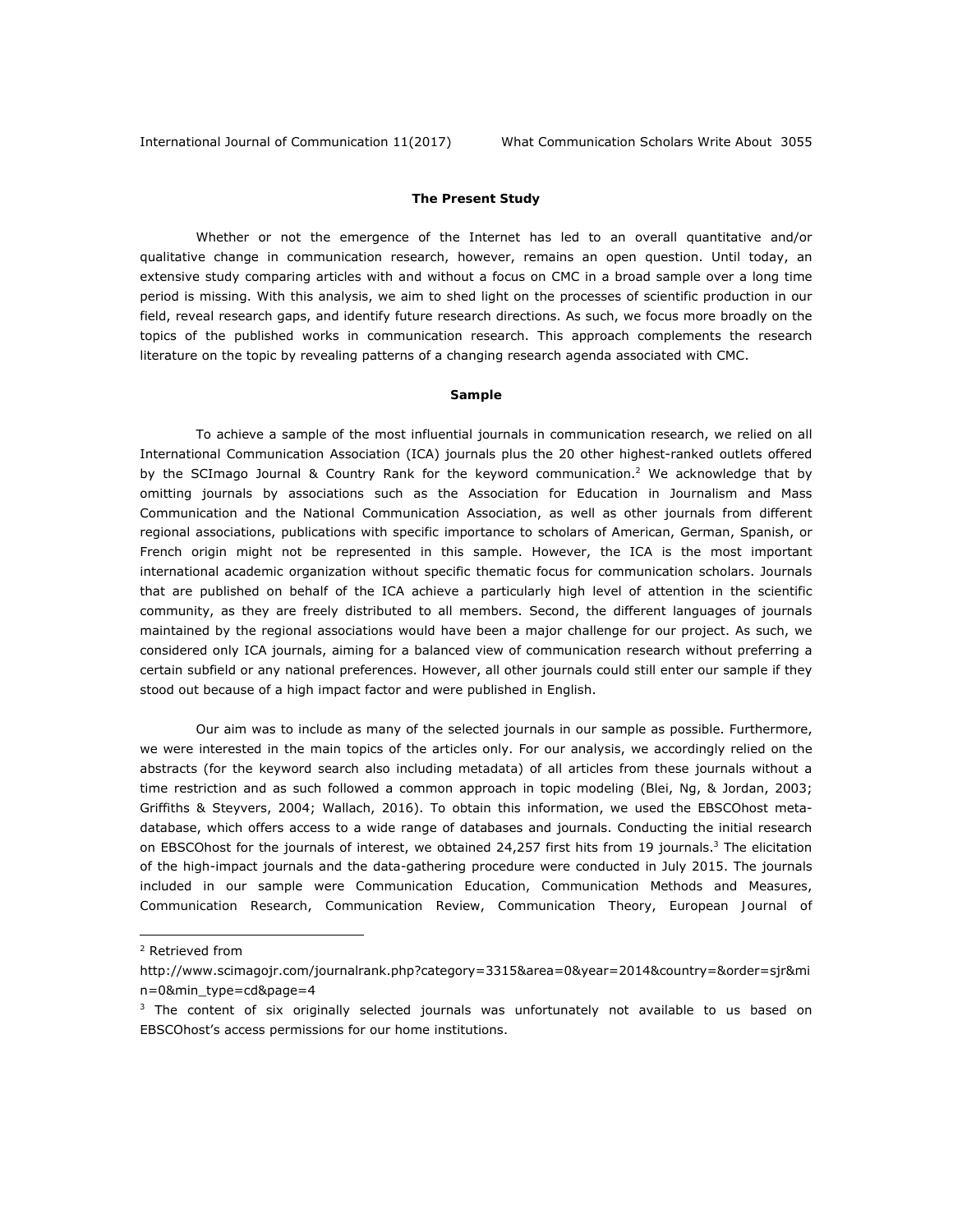### The Present Study

Whether or not the emergence of the Internet has led to an overall quantitative and/or qualitative change in communication research, however, remains an open question. Until today, an extensive study comparing articles with and without a focus on CMC in a broad sample over a long time period is missing. With this analysis, we aim to shed light on the processes of scientific production in our field, reveal research gaps, and identify future research directions. As such, we focus more broadly on the topics of the published works in communication research. This approach complements the research literature on the topic by revealing patterns of a changing research agenda associated with CMC.

### Sample

To achieve a sample of the most influential journals in communication research, we relied on all International Communication Association (ICA) journals plus the 20 other highest-ranked outlets offered by the SCImago Journal & Country Rank for the keyword communication.[2] We acknowledge that by omitting journals by associations such as the Association for Education in Journalism and Mass Communication and the National Communication Association, as well as other journals from different regional associations, publications with specific importance to scholars of American, German, Spanish, or French origin might not be represented in this sample. However, the ICA is the most important international academic organization without specific thematic focus for communication scholars. Journals that are published on behalf of the ICA achieve a particularly high level of attention in the scientific community, as they are freely distributed to all members. Second, the different languages of journals maintained by the regional associations would have been a major challenge for our project. As such, we considered only ICA journals, aiming for a balanced view of communication research without preferring a certain subfield or any national preferences. However, all other journals could still enter our sample if they stood out because of a high impact factor and were published in English.

Our aim was to include as many of the selected journals in our sample as possible. Furthermore, we were interested in the main topics of the articles only. For our analysis, we accordingly relied on the abstracts (for the keyword search also including metadata) of all articles from these journals without a time restriction and as such followed a common approach in topic modeling (Blei, Ng, & Jordan, 2003; Griffiths & Steyvers, 2004; Wallach, 2016). To obtain this information, we used the EBSCOhost meta-database, which offers access to a wide range of databases and journals. Conducting the initial research on EBSCOhost for the journals of interest, we obtained 24,257 first hits from 19 journals.[3] The elicitation of the high-impact journals and the data-gathering procedure were conducted in July 2015. The journals included in our sample were Communication Education, Communication Methods and Measures, Communication Research, Communication Review, Communication Theory, European Journal of

---

[2] Retrieved from http://www.scimagojr.com/journalrank.php?category=3315&area=0&year=2014&country=&order=sjr&min=0&min_type=cd&page=4

[3] The content of six originally selected journals was unfortunately not available to us based on EBSCOhost's access permissions for our home institutions.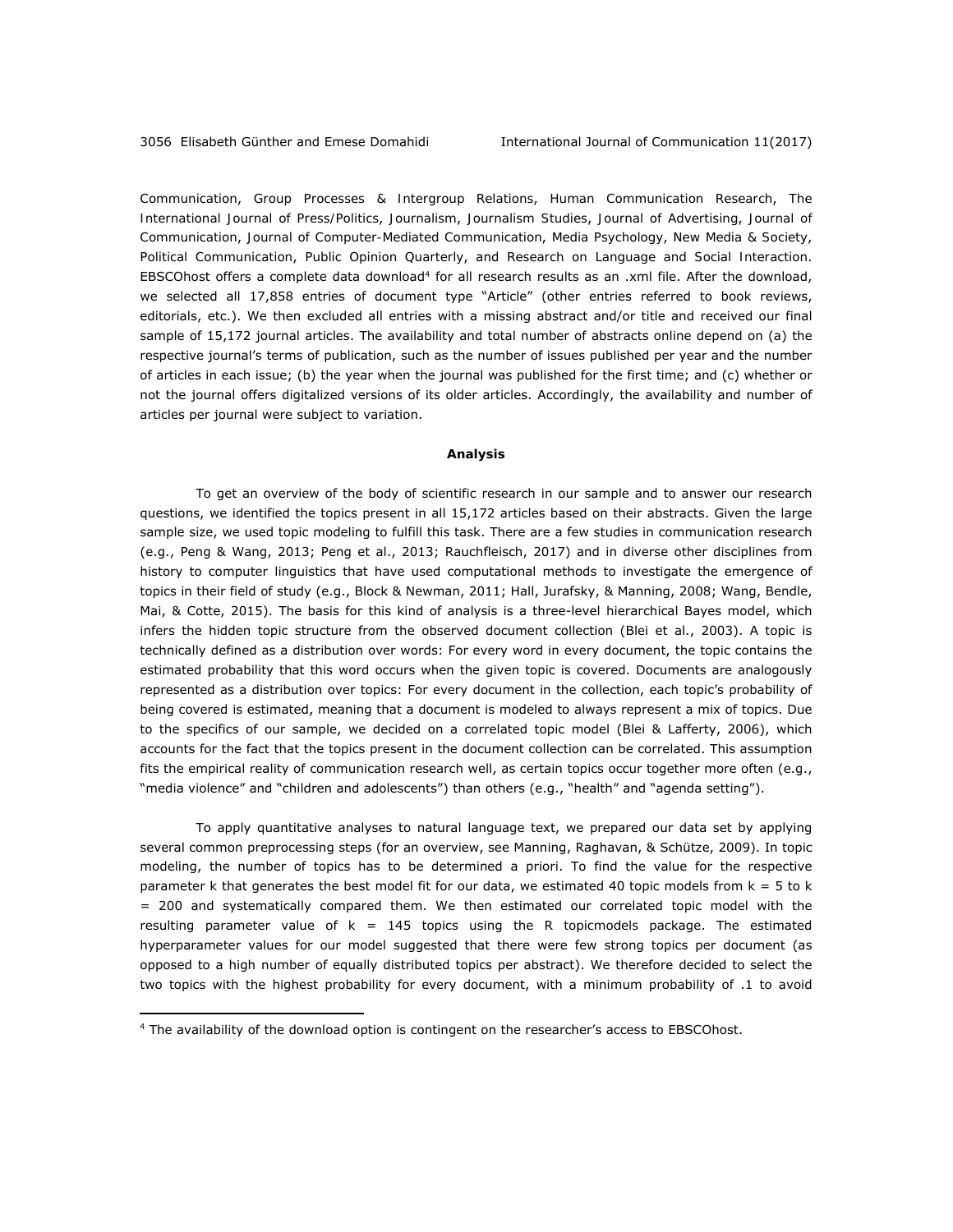*Communication*, *Group Processes & Intergroup Relations*, *Human Communication Research*, *The International Journal of Press/Politics*, *Journalism*, *Journalism Studies*, *Journal of Advertising*, *Journal of Communication*, *Journal of Computer-Mediated Communication*, *Media Psychology*, *New Media & Society*, *Political Communication*, *Public Opinion Quarterly*, and *Research on Language and Social Interaction*. EBSCOhost offers a complete data download[4] for all research results as an .xml file. After the download, we selected all 17,858 entries of document type "Article" (other entries referred to book reviews, editorials, etc.). We then excluded all entries with a missing abstract and/or title and received our final sample of 15,172 journal articles. The availability and total number of abstracts online depend on (a) the respective journal's terms of publication, such as the number of issues published per year and the number of articles in each issue; (b) the year when the journal was published for the first time; and (c) whether or not the journal offers digitalized versions of its older articles. Accordingly, the availability and number of articles per journal were subject to variation.

## Analysis

To get an overview of the body of scientific research in our sample and to answer our research questions, we identified the topics present in all 15,172 articles based on their abstracts. Given the large sample size, we used topic modeling to fulfill this task. There are a few studies in communication research (e.g., Peng & Wang, 2013; Peng et al., 2013; Rauchfleisch, 2017) and in diverse other disciplines from history to computer linguistics that have used computational methods to investigate the emergence of topics in their field of study (e.g., Block & Newman, 2011; Hall, Jurafsky, & Manning, 2008; Wang, Bendle, Mai, & Cotte, 2015). The basis for this kind of analysis is a three-level hierarchical Bayes model, which infers the hidden topic structure from the observed document collection (Blei et al., 2003). A topic is technically defined as a distribution over words: For every word in every document, the topic contains the estimated probability that this word occurs when the given topic is covered. Documents are analogously represented as a distribution over topics: For every document in the collection, each topic's probability of being covered is estimated, meaning that a document is modeled to always represent a mix of topics. Due to the specifics of our sample, we decided on a correlated topic model (Blei & Lafferty, 2006), which accounts for the fact that the topics present in the document collection can be correlated. This assumption fits the empirical reality of communication research well, as certain topics occur together more often (e.g., "media violence" and "children and adolescents") than others (e.g., "health" and "agenda setting").

To apply quantitative analyses to natural language text, we prepared our data set by applying several common preprocessing steps (for an overview, see Manning, Raghavan, & Schütze, 2009). In topic modeling, the number of topics has to be determined a priori. To find the value for the respective parameter $k$ that generates the best model fit for our data, we estimated 40 topic models from $k = 5$ to $k = 200$ and systematically compared them. We then estimated our correlated topic model with the resulting parameter value of $k = 145$ topics using the R topicmodels package. The estimated hyperparameter values for our model suggested that there were few strong topics per document (as opposed to a high number of equally distributed topics per abstract). We therefore decided to select the two topics with the highest probability for every document, with a minimum probability of .1 to avoid

[4] The availability of the download option is contingent on the researcher's access to EBSCOhost.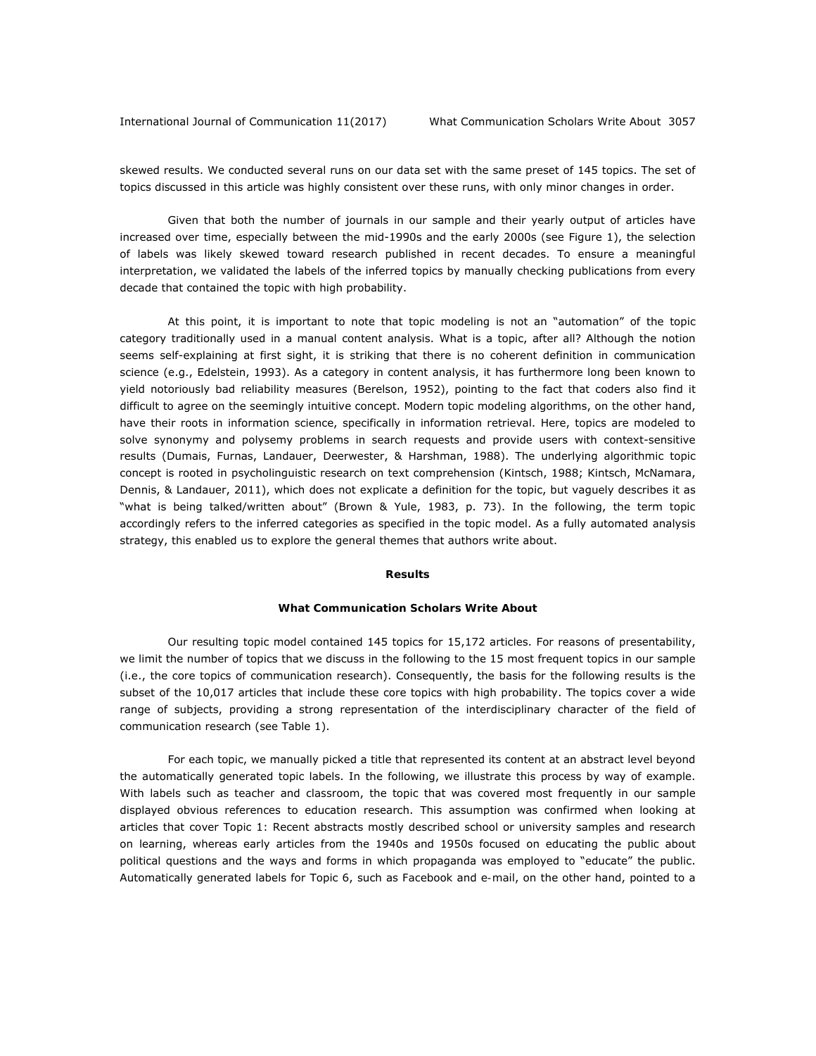skewed results. We conducted several runs on our data set with the same preset of 145 topics. The set of topics discussed in this article was highly consistent over these runs, with only minor changes in order.

Given that both the number of journals in our sample and their yearly output of articles have increased over time, especially between the mid-1990s and the early 2000s (see Figure 1), the selection of labels was likely skewed toward research published in recent decades. To ensure a meaningful interpretation, we validated the labels of the inferred topics by manually checking publications from every decade that contained the topic with high probability.

At this point, it is important to note that topic modeling is not an "automation" of the topic category traditionally used in a manual content analysis. What is a topic, after all? Although the notion seems self-explaining at first sight, it is striking that there is no coherent definition in communication science (e.g., Edelstein, 1993). As a category in content analysis, it has furthermore long been known to yield notoriously bad reliability measures (Berelson, 1952), pointing to the fact that coders also find it difficult to agree on the seemingly intuitive concept. Modern topic modeling algorithms, on the other hand, have their roots in information science, specifically in information retrieval. Here, topics are modeled to solve synonymy and polysemy problems in search requests and provide users with context-sensitive results (Dumais, Furnas, Landauer, Deerwester, & Harshman, 1988). The underlying algorithmic topic concept is rooted in psycholinguistic research on text comprehension (Kintsch, 1988; Kintsch, McNamara, Dennis, & Landauer, 2011), which does not explicate a definition for the topic, but vaguely describes it as "what is being talked/written about" (Brown & Yule, 1983, p. 73). In the following, the term topic accordingly refers to the inferred categories as specified in the topic model. As a fully automated analysis strategy, this enabled us to explore the general themes that authors write about.

## Results

### What Communication Scholars Write About

Our resulting topic model contained 145 topics for 15,172 articles. For reasons of presentability, we limit the number of topics that we discuss in the following to the 15 most frequent topics in our sample (i.e., the core topics of communication research). Consequently, the basis for the following results is the subset of the 10,017 articles that include these core topics with high probability. The topics cover a wide range of subjects, providing a strong representation of the interdisciplinary character of the field of communication research (see Table 1).

For each topic, we manually picked a title that represented its content at an abstract level beyond the automatically generated topic labels. In the following, we illustrate this process by way of example. With labels such as teacher and classroom, the topic that was covered most frequently in our sample displayed obvious references to education research. This assumption was confirmed when looking at articles that cover Topic 1: Recent abstracts mostly described school or university samples and research on learning, whereas early articles from the 1940s and 1950s focused on educating the public about political questions and the ways and forms in which propaganda was employed to "educate" the public. Automatically generated labels for Topic 6, such as Facebook and e-mail, on the other hand, pointed to a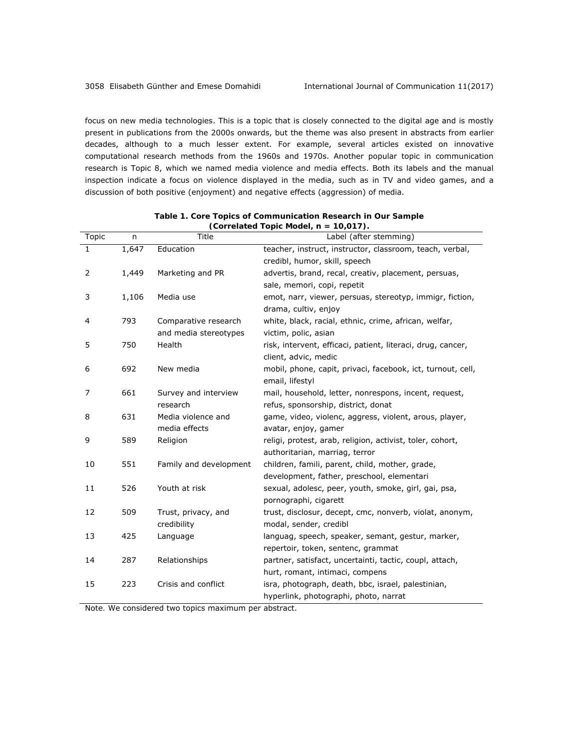focus on new media technologies. This is a topic that is closely connected to the digital age and is mostly present in publications from the 2000s onwards, but the theme was also present in abstracts from earlier decades, although to a much lesser extent. For example, several articles existed on innovative computational research methods from the 1960s and 1970s. Another popular topic in communication research is Topic 8, which we named media violence and media effects. Both its labels and the manual inspection indicate a focus on violence displayed in the media, such as in TV and video games, and a discussion of both positive (enjoyment) and negative effects (aggression) of media.

**Table 1. Core Topics of Communication Research in Our Sample (Correlated Topic Model, n = 10,017).**

| Topic | n | Title | Label (after stemming) |
|---|---|---|---|
| 1 | 1,647 | Education | teacher, instruct, instructor, classroom, teach, verbal, credibl, humor, skill, speech |
| 2 | 1,449 | Marketing and PR | advertis, brand, recal, creativ, placement, persuas, sale, memori, copi, repetit |
| 3 | 1,106 | Media use | emot, narr, viewer, persuas, stereotyp, immigr, fiction, drama, cultiv, enjoy |
| 4 | 793 | Comparative research and media stereotypes | white, black, racial, ethnic, crime, african, welfar, victim, polic, asian |
| 5 | 750 | Health | risk, intervent, efficaci, patient, literaci, drug, cancer, client, advic, medic |
| 6 | 692 | New media | mobil, phone, capit, privaci, facebook, ict, turnout, cell, email, lifestyl |
| 7 | 661 | Survey and interview research | mail, household, letter, nonrespons, incent, request, refus, sponsorship, district, donat |
| 8 | 631 | Media violence and media effects | game, video, violenc, aggress, violent, arous, player, avatar, enjoy, gamer |
| 9 | 589 | Religion | religi, protest, arab, religion, activist, toler, cohort, authoritarian, marriag, terror |
| 10 | 551 | Family and development | children, famili, parent, child, mother, grade, development, father, preschool, elementari |
| 11 | 526 | Youth at risk | sexual, adolesc, peer, youth, smoke, girl, gai, psa, pornographi, cigarett |
| 12 | 509 | Trust, privacy, and credibility | trust, disclosur, decept, cmc, nonverb, violat, anonym, modal, sender, credibl |
| 13 | 425 | Language | languag, speech, speaker, semant, gestur, marker, repertoir, token, sentenc, grammat |
| 14 | 287 | Relationships | partner, satisfact, uncertainti, tactic, coupl, attach, hurt, romant, intimaci, compens |
| 15 | 223 | Crisis and conflict | isra, photograph, death, bbc, israel, palestinian, hyperlink, photographi, photo, narrat |

Note. We considered two topics maximum per abstract.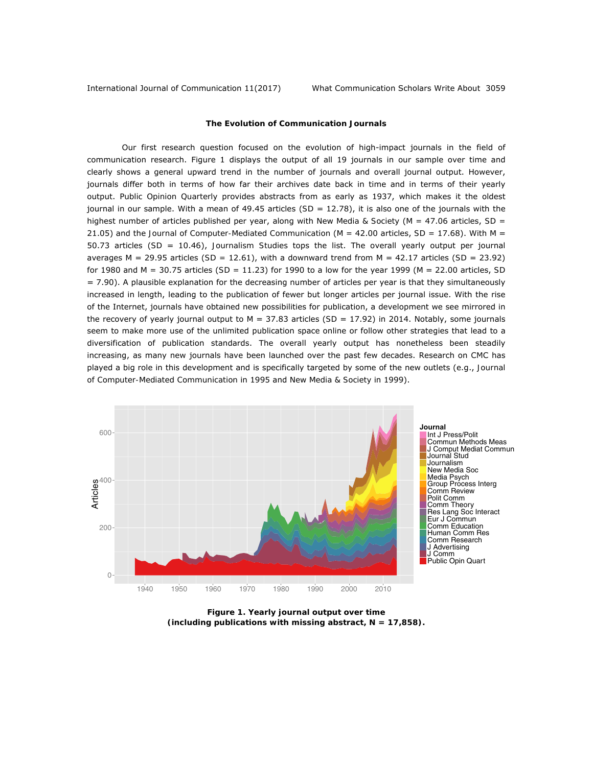### The Evolution of Communication Journals

Our first research question focused on the evolution of high-impact journals in the field of communication research. Figure 1 displays the output of all 19 journals in our sample over time and clearly shows a general upward trend in the number of journals and overall journal output. However, journals differ both in terms of how far their archives date back in time and in terms of their yearly output. Public Opinion Quarterly provides abstracts from as early as 1937, which makes it the oldest journal in our sample. With a mean of 49.45 articles (SD = 12.78), it is also one of the journals with the highest number of articles published per year, along with New Media & Society (M = 47.06 articles, SD = 21.05) and the Journal of Computer-Mediated Communication (M = 42.00 articles, SD = 17.68). With M = 50.73 articles (SD = 10.46), Journalism Studies tops the list. The overall yearly output per journal averages M = 29.95 articles (SD = 12.61), with a downward trend from M = 42.17 articles (SD = 23.92) for 1980 and M = 30.75 articles (SD = 11.23) for 1990 to a low for the year 1999 (M = 22.00 articles, SD = 7.90). A plausible explanation for the decreasing number of articles per year is that they simultaneously increased in length, leading to the publication of fewer but longer articles per journal issue. With the rise of the Internet, journals have obtained new possibilities for publication, a development we see mirrored in the recovery of yearly journal output to M = 37.83 articles (SD = 17.92) in 2014. Notably, some journals seem to make more use of the unlimited publication space online or follow other strategies that lead to a diversification of publication standards. The overall yearly output has nonetheless been steadily increasing, as many new journals have been launched over the past few decades. Research on CMC has played a big role in this development and is specifically targeted by some of the new outlets (e.g., Journal of Computer-Mediated Communication in 1995 and New Media & Society in 1999).

**Figure 1. Yearly journal output over time (including publications with missing abstract, N = 17,858).**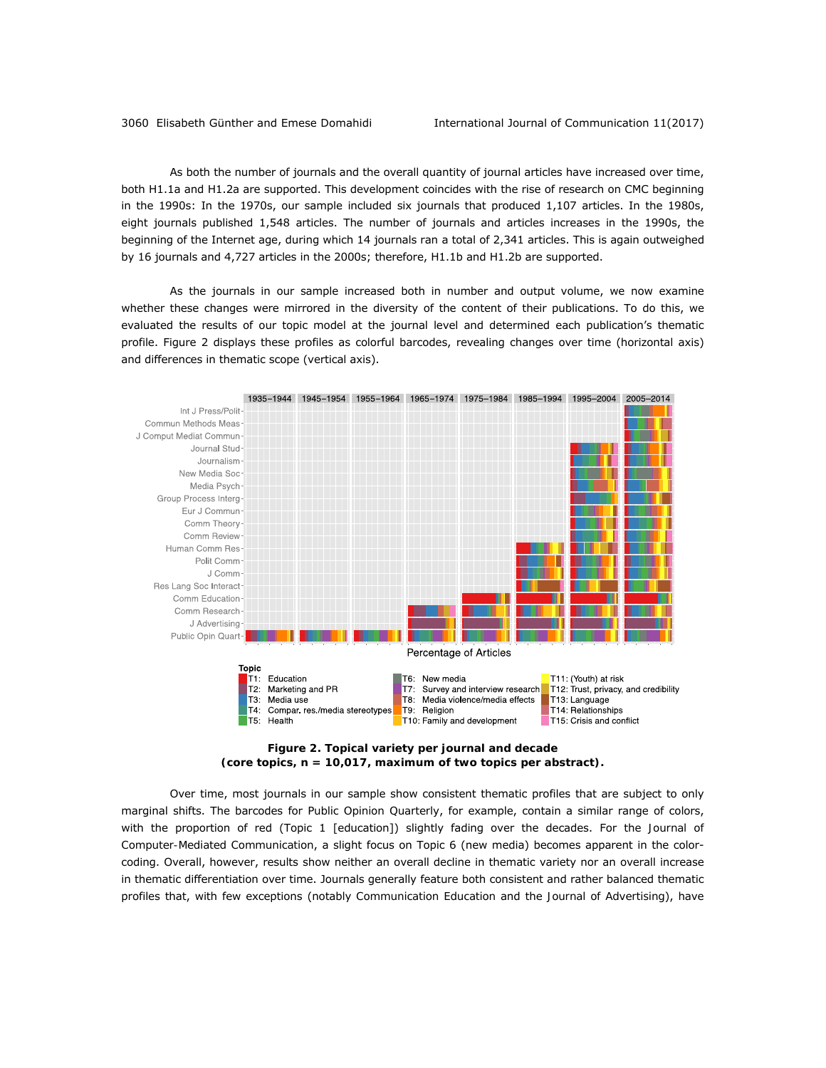As both the number of journals and the overall quantity of journal articles have increased over time, both H1.1a and H1.2a are supported. This development coincides with the rise of research on CMC beginning in the 1990s: In the 1970s, our sample included six journals that produced 1,107 articles. In the 1980s, eight journals published 1,548 articles. The number of journals and articles increases in the 1990s, the beginning of the Internet age, during which 14 journals ran a total of 2,341 articles. This is again outweighed by 16 journals and 4,727 articles in the 2000s; therefore, H1.1b and H1.2b are supported.

As the journals in our sample increased both in number and output volume, we now examine whether these changes were mirrored in the diversity of the content of their publications. To do this, we evaluated the results of our topic model at the journal level and determined each publication's thematic profile. Figure 2 displays these profiles as colorful barcodes, revealing changes over time (horizontal axis) and differences in thematic scope (vertical axis).

**Figure 2. Topical variety per journal and decade (core topics, n = 10,017, maximum of two topics per abstract).**

Over time, most journals in our sample show consistent thematic profiles that are subject to only marginal shifts. The barcodes for Public Opinion Quarterly, for example, contain a similar range of colors, with the proportion of red (Topic 1 [education]) slightly fading over the decades. For the Journal of Computer-Mediated Communication, a slight focus on Topic 6 (new media) becomes apparent in the color-coding. Overall, however, results show neither an overall decline in thematic variety nor an overall increase in thematic differentiation over time. Journals generally feature both consistent and rather balanced thematic profiles that, with few exceptions (notably Communication Education and the Journal of Advertising), have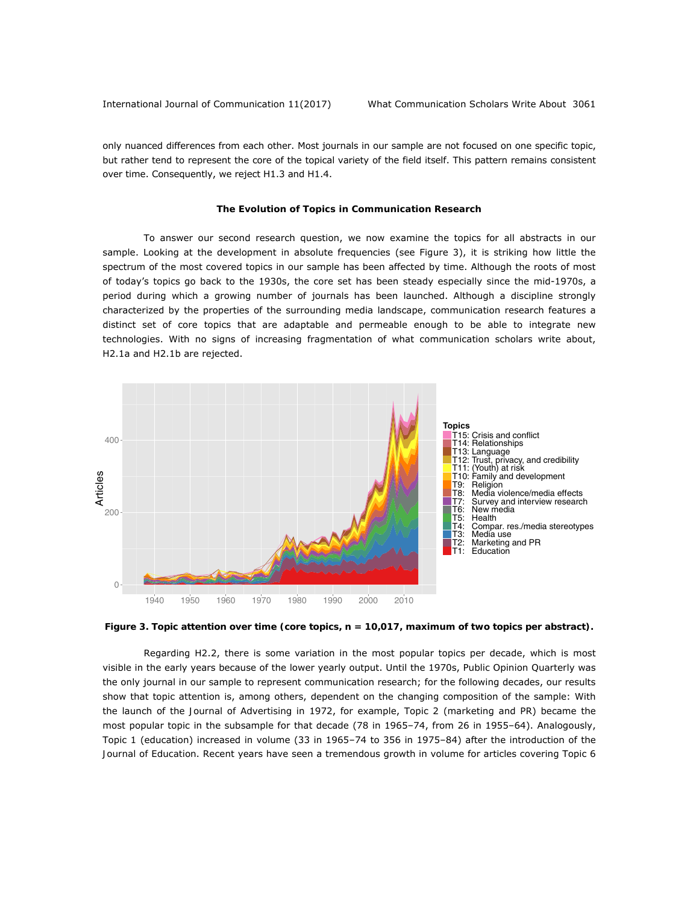only nuanced differences from each other. Most journals in our sample are not focused on one specific topic, but rather tend to represent the core of the topical variety of the field itself. This pattern remains consistent over time. Consequently, we reject H1.3 and H1.4.

### The Evolution of Topics in Communication Research

To answer our second research question, we now examine the topics for all abstracts in our sample. Looking at the development in absolute frequencies (see Figure 3), it is striking how little the spectrum of the most covered topics in our sample has been affected by time. Although the roots of most of today's topics go back to the 1930s, the core set has been steady especially since the mid-1970s, a period during which a growing number of journals has been launched. Although a discipline strongly characterized by the properties of the surrounding media landscape, communication research features a distinct set of core topics that are adaptable and permeable enough to be able to integrate new technologies. With no signs of increasing fragmentation of what communication scholars write about, H2.1a and H2.1b are rejected.

**Figure 3. Topic attention over time (core topics, n = 10,017, maximum of two topics per abstract).**

Regarding H2.2, there is some variation in the most popular topics per decade, which is most visible in the early years because of the lower yearly output. Until the 1970s, Public Opinion Quarterly was the only journal in our sample to represent communication research; for the following decades, our results show that topic attention is, among others, dependent on the changing composition of the sample: With the launch of the Journal of Advertising in 1972, for example, Topic 2 (marketing and PR) became the most popular topic in the subsample for that decade (78 in 1965–74, from 26 in 1955–64). Analogously, Topic 1 (education) increased in volume (33 in 1965–74 to 356 in 1975–84) after the introduction of the Journal of Education. Recent years have seen a tremendous growth in volume for articles covering Topic 6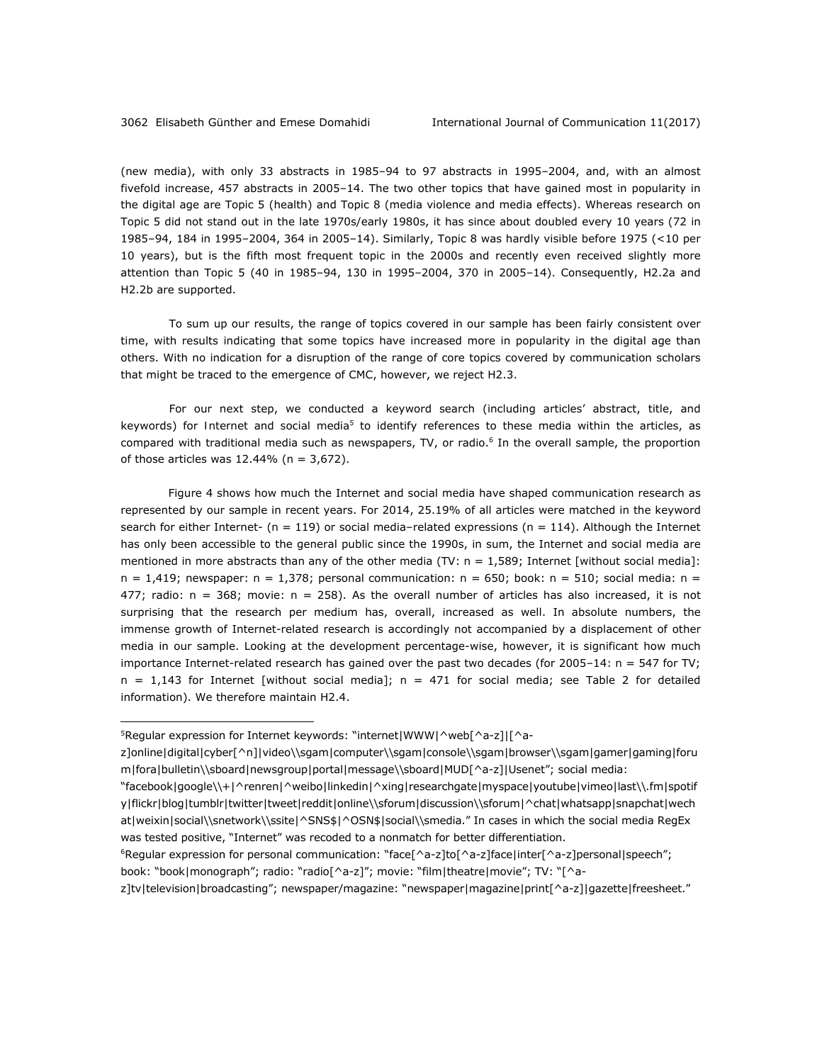(new media), with only 33 abstracts in 1985–94 to 97 abstracts in 1995–2004, and, with an almost fivefold increase, 457 abstracts in 2005–14. The two other topics that have gained most in popularity in the digital age are Topic 5 (health) and Topic 8 (media violence and media effects). Whereas research on Topic 5 did not stand out in the late 1970s/early 1980s, it has since about doubled every 10 years (72 in 1985–94, 184 in 1995–2004, 364 in 2005–14). Similarly, Topic 8 was hardly visible before 1975 (<10 per 10 years), but is the fifth most frequent topic in the 2000s and recently even received slightly more attention than Topic 5 (40 in 1985–94, 130 in 1995–2004, 370 in 2005–14). Consequently, H2.2a and H2.2b are supported.

To sum up our results, the range of topics covered in our sample has been fairly consistent over time, with results indicating that some topics have increased more in popularity in the digital age than others. With no indication for a disruption of the range of core topics covered by communication scholars that might be traced to the emergence of CMC, however, we reject H2.3.

For our next step, we conducted a keyword search (including articles' abstract, title, and keywords) for Internet and social media[5] to identify references to these media within the articles, as compared with traditional media such as newspapers, TV, or radio.[6] In the overall sample, the proportion of those articles was 12.44% (n = 3,672).

Figure 4 shows how much the Internet and social media have shaped communication research as represented by our sample in recent years. For 2014, 25.19% of all articles were matched in the keyword search for either Internet- (n = 119) or social media–related expressions (n = 114). Although the Internet has only been accessible to the general public since the 1990s, in sum, the Internet and social media are mentioned in more abstracts than any of the other media (TV: n = 1,589; Internet [without social media]: n = 1,419; newspaper: n = 1,378; personal communication: n = 650; book: n = 510; social media: n = 477; radio: n = 368; movie: n = 258). As the overall number of articles has also increased, it is not surprising that the research per medium has, overall, increased as well. In absolute numbers, the immense growth of Internet-related research is accordingly not accompanied by a displacement of other media in our sample. Looking at the development percentage-wise, however, it is significant how much importance Internet-related research has gained over the past two decades (for 2005–14: n = 547 for TV; n = 1,143 for Internet [without social media]; n = 471 for social media; see Table 2 for detailed information). We therefore maintain H2.4.

---

[5]Regular expression for Internet keywords: "internet|WWW|^web[^a-z]|[^a-z]online|digital|cyber[^n]|video\\sgam|computer\\sgam|console\\sgam|browser\\sgam|gamer|gaming|forum|fora|bulletin\\sboard|newsgroup|portal|message\\sboard|MUD[^a-z]|Usenet"; social media: "facebook|google\\+|^renren|^weibo|linkedin|^xing|researchgate|myspace|youtube|vimeo|last\\.fm|spotify|flickr|blog|tumblr|twitter|tweet|reddit|online\\sforum|discussion\\sforum|^chat|whatsapp|snapchat|wechat|weixin|social\\snetwork\\ssite|^SNS$|^OSN$|social\\smedia." In cases in which the social media RegEx was tested positive, "Internet" was recoded to a nonmatch for better differentiation.

[6]Regular expression for personal communication: "face[^a-z]to[^a-z]face|inter[^a-z]personal|speech"; book: "book|monograph"; radio: "radio[^a-z]"; movie: "film|theatre|movie"; TV: "[^a-z]tv|television|broadcasting"; newspaper/magazine: "newspaper|magazine|print[^a-z]|gazette|freesheet."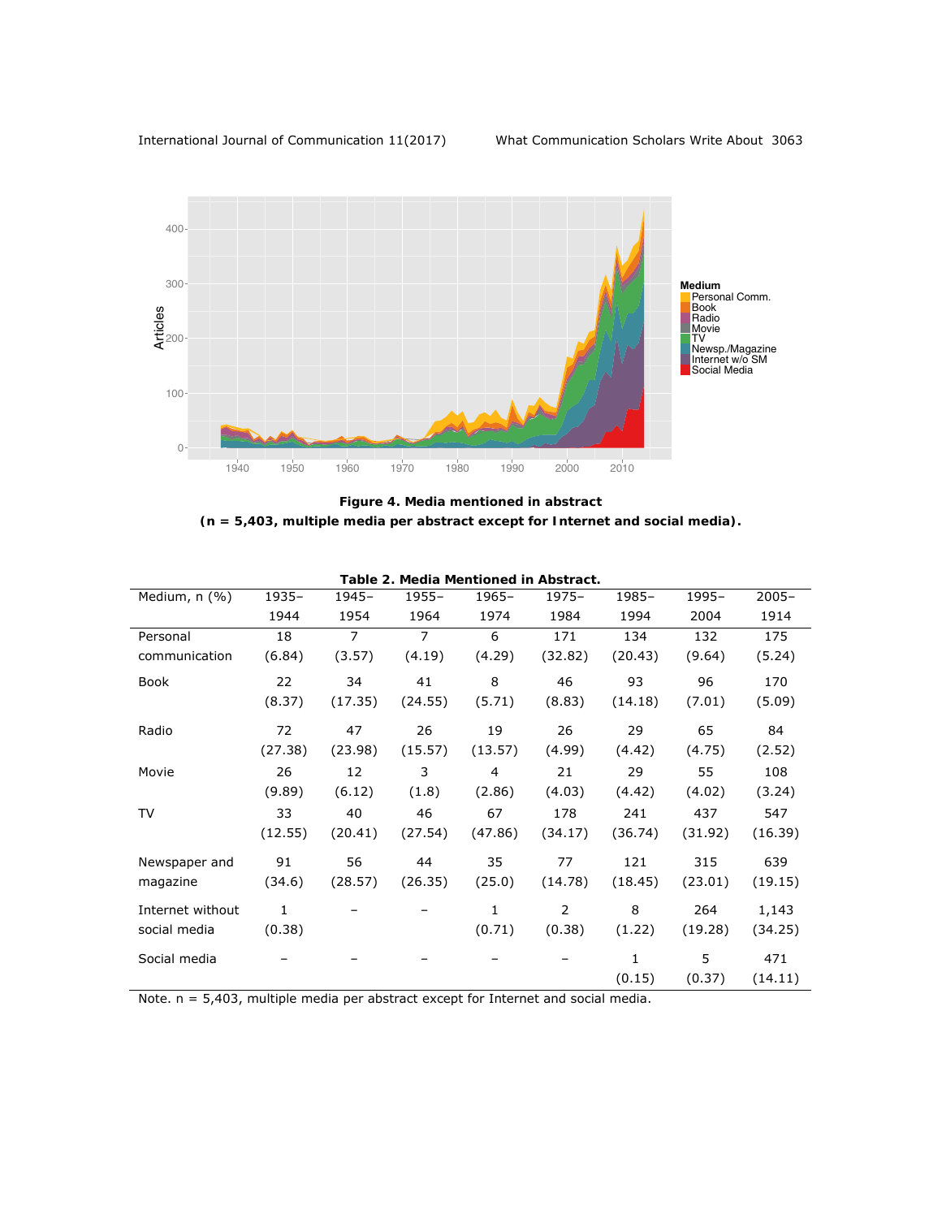**Figure 4. Media mentioned in abstract (n = 5,403, multiple media per abstract except for Internet and social media).**

**Table 2. Media Mentioned in Abstract.**

| Medium, n (%) | 1935–1944 | 1945–1954 | 1955–1964 | 1965–1974 | 1975–1984 | 1985–1994 | 1995–2004 | 2005–1914 |
|---|---|---|---|---|---|---|---|---|
| Personal communication | 18 (6.84) | 7 (3.57) | 7 (4.19) | 6 (4.29) | 171 (32.82) | 134 (20.43) | 132 (9.64) | 175 (5.24) |
| Book | 22 (8.37) | 34 (17.35) | 41 (24.55) | 8 (5.71) | 46 (8.83) | 93 (14.18) | 96 (7.01) | 170 (5.09) |
| Radio | 72 (27.38) | 47 (23.98) | 26 (15.57) | 19 (13.57) | 26 (4.99) | 29 (4.42) | 65 (4.75) | 84 (2.52) |
| Movie | 26 (9.89) | 12 (6.12) | 3 (1.8) | 4 (2.86) | 21 (4.03) | 29 (4.42) | 55 (4.02) | 108 (3.24) |
| TV | 33 (12.55) | 40 (20.41) | 46 (27.54) | 67 (47.86) | 178 (34.17) | 241 (36.74) | 437 (31.92) | 547 (16.39) |
| Newspaper and magazine | 91 (34.6) | 56 (28.57) | 44 (26.35) | 35 (25.0) | 77 (14.78) | 121 (18.45) | 315 (23.01) | 639 (19.15) |
| Internet without social media | 1 (0.38) | – | – | 1 (0.71) | 2 (0.38) | 8 (1.22) | 264 (19.28) | 1,143 (34.25) |
| Social media | – | – | – | – | – | 1 (0.15) | 5 (0.37) | 471 (14.11) |

Note. n = 5,403, multiple media per abstract except for Internet and social media.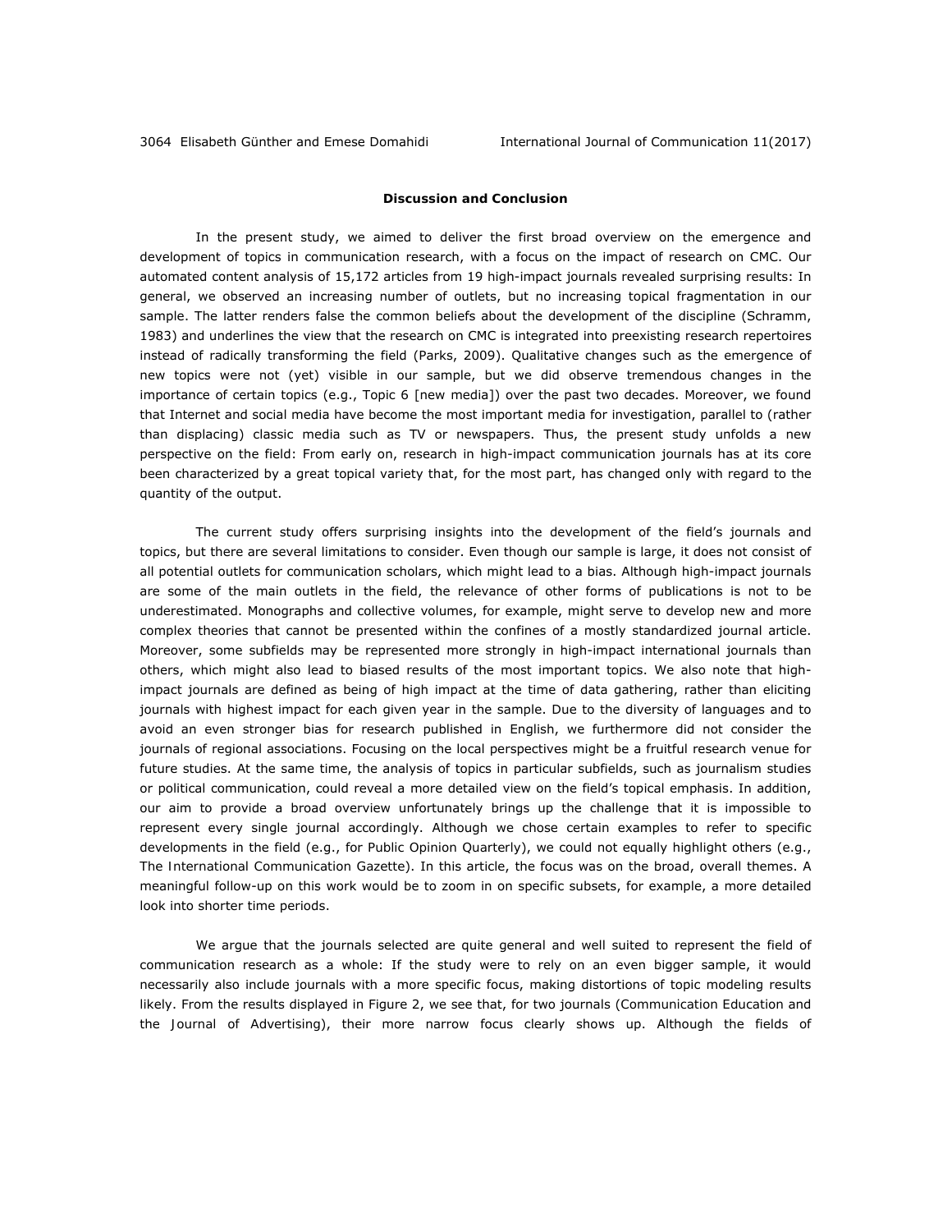## Discussion and Conclusion

In the present study, we aimed to deliver the first broad overview on the emergence and development of topics in communication research, with a focus on the impact of research on CMC. Our automated content analysis of 15,172 articles from 19 high-impact journals revealed surprising results: In general, we observed an increasing number of outlets, but no increasing topical fragmentation in our sample. The latter renders false the common beliefs about the development of the discipline (Schramm, 1983) and underlines the view that the research on CMC is integrated into preexisting research repertoires instead of radically transforming the field (Parks, 2009). Qualitative changes such as the emergence of new topics were not (yet) visible in our sample, but we did observe tremendous changes in the importance of certain topics (e.g., Topic 6 [new media]) over the past two decades. Moreover, we found that Internet and social media have become the most important media for investigation, parallel to (rather than displacing) classic media such as TV or newspapers. Thus, the present study unfolds a new perspective on the field: From early on, research in high-impact communication journals has at its core been characterized by a great topical variety that, for the most part, has changed only with regard to the quantity of the output.

The current study offers surprising insights into the development of the field's journals and topics, but there are several limitations to consider. Even though our sample is large, it does not consist of all potential outlets for communication scholars, which might lead to a bias. Although high-impact journals are some of the main outlets in the field, the relevance of other forms of publications is not to be underestimated. Monographs and collective volumes, for example, might serve to develop new and more complex theories that cannot be presented within the confines of a mostly standardized journal article. Moreover, some subfields may be represented more strongly in high-impact international journals than others, which might also lead to biased results of the most important topics. We also note that high-impact journals are defined as being of high impact at the time of data gathering, rather than eliciting journals with highest impact for each given year in the sample. Due to the diversity of languages and to avoid an even stronger bias for research published in English, we furthermore did not consider the journals of regional associations. Focusing on the local perspectives might be a fruitful research venue for future studies. At the same time, the analysis of topics in particular subfields, such as journalism studies or political communication, could reveal a more detailed view on the field's topical emphasis. In addition, our aim to provide a broad overview unfortunately brings up the challenge that it is impossible to represent every single journal accordingly. Although we chose certain examples to refer to specific developments in the field (e.g., for Public Opinion Quarterly), we could not equally highlight others (e.g., The International Communication Gazette). In this article, the focus was on the broad, overall themes. A meaningful follow-up on this work would be to zoom in on specific subsets, for example, a more detailed look into shorter time periods.

We argue that the journals selected are quite general and well suited to represent the field of communication research as a whole: If the study were to rely on an even bigger sample, it would necessarily also include journals with a more specific focus, making distortions of topic modeling results likely. From the results displayed in Figure 2, we see that, for two journals (Communication Education and the Journal of Advertising), their more narrow focus clearly shows up. Although the fields of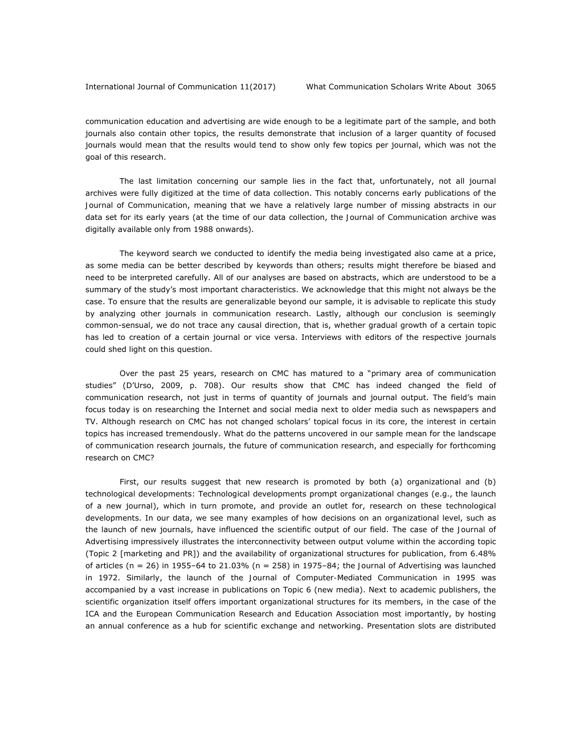communication education and advertising are wide enough to be a legitimate part of the sample, and both journals also contain other topics, the results demonstrate that inclusion of a larger quantity of focused journals would mean that the results would tend to show only few topics per journal, which was not the goal of this research.

The last limitation concerning our sample lies in the fact that, unfortunately, not all journal archives were fully digitized at the time of data collection. This notably concerns early publications of the Journal of Communication, meaning that we have a relatively large number of missing abstracts in our data set for its early years (at the time of our data collection, the Journal of Communication archive was digitally available only from 1988 onwards).

The keyword search we conducted to identify the media being investigated also came at a price, as some media can be better described by keywords than others; results might therefore be biased and need to be interpreted carefully. All of our analyses are based on abstracts, which are understood to be a summary of the study's most important characteristics. We acknowledge that this might not always be the case. To ensure that the results are generalizable beyond our sample, it is advisable to replicate this study by analyzing other journals in communication research. Lastly, although our conclusion is seemingly common-sensual, we do not trace any causal direction, that is, whether gradual growth of a certain topic has led to creation of a certain journal or vice versa. Interviews with editors of the respective journals could shed light on this question.

Over the past 25 years, research on CMC has matured to a "primary area of communication studies" (D'Urso, 2009, p. 708). Our results show that CMC has indeed changed the field of communication research, not just in terms of quantity of journals and journal output. The field's main focus today is on researching the Internet and social media next to older media such as newspapers and TV. Although research on CMC has not changed scholars' topical focus in its core, the interest in certain topics has increased tremendously. What do the patterns uncovered in our sample mean for the landscape of communication research journals, the future of communication research, and especially for forthcoming research on CMC?

First, our results suggest that new research is promoted by both (a) organizational and (b) technological developments: Technological developments prompt organizational changes (e.g., the launch of a new journal), which in turn promote, and provide an outlet for, research on these technological developments. In our data, we see many examples of how decisions on an organizational level, such as the launch of new journals, have influenced the scientific output of our field. The case of the Journal of Advertising impressively illustrates the interconnectivity between output volume within the according topic (Topic 2 [marketing and PR]) and the availability of organizational structures for publication, from 6.48% of articles (n = 26) in 1955–64 to 21.03% (n = 258) in 1975–84; the Journal of Advertising was launched in 1972. Similarly, the launch of the Journal of Computer-Mediated Communication in 1995 was accompanied by a vast increase in publications on Topic 6 (new media). Next to academic publishers, the scientific organization itself offers important organizational structures for its members, in the case of the ICA and the European Communication Research and Education Association most importantly, by hosting an annual conference as a hub for scientific exchange and networking. Presentation slots are distributed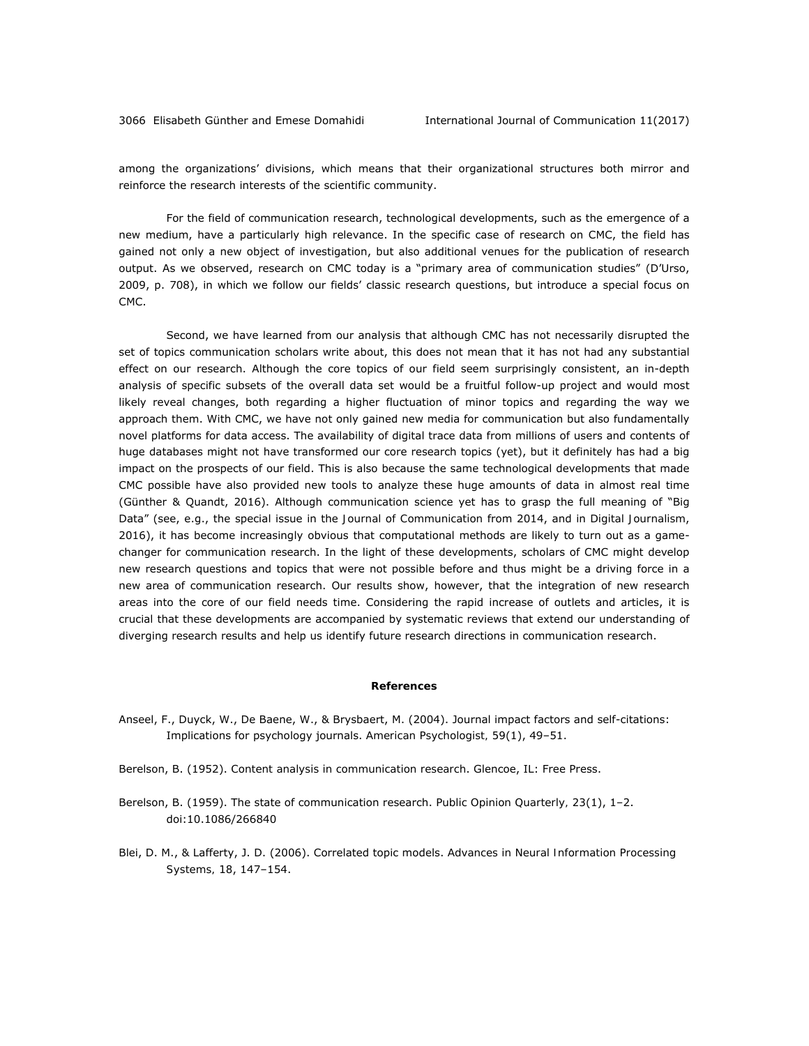among the organizations' divisions, which means that their organizational structures both mirror and reinforce the research interests of the scientific community.

For the field of communication research, technological developments, such as the emergence of a new medium, have a particularly high relevance. In the specific case of research on CMC, the field has gained not only a new object of investigation, but also additional venues for the publication of research output. As we observed, research on CMC today is a "primary area of communication studies" (D'Urso, 2009, p. 708), in which we follow our fields' classic research questions, but introduce a special focus on CMC.

Second, we have learned from our analysis that although CMC has not necessarily disrupted the set of topics communication scholars write about, this does not mean that it has not had any substantial effect on our research. Although the core topics of our field seem surprisingly consistent, an in-depth analysis of specific subsets of the overall data set would be a fruitful follow-up project and would most likely reveal changes, both regarding a higher fluctuation of minor topics and regarding the way we approach them. With CMC, we have not only gained new media for communication but also fundamentally novel platforms for data access. The availability of digital trace data from millions of users and contents of huge databases might not have transformed our core research topics (yet), but it definitely has had a big impact on the prospects of our field. This is also because the same technological developments that made CMC possible have also provided new tools to analyze these huge amounts of data in almost real time (Günther & Quandt, 2016). Although communication science yet has to grasp the full meaning of "Big Data" (see, e.g., the special issue in the *Journal of Communication* from 2014, and in *Digital Journalism*, 2016), it has become increasingly obvious that computational methods are likely to turn out as a game-changer for communication research. In the light of these developments, scholars of CMC might develop new research questions and topics that were not possible before and thus might be a driving force in a new area of communication research. Our results show, however, that the integration of new research areas into the core of our field needs time. Considering the rapid increase of outlets and articles, it is crucial that these developments are accompanied by systematic reviews that extend our understanding of diverging research results and help us identify future research directions in communication research.

## References

Anseel, F., Duyck, W., De Baene, W., & Brysbaert, M. (2004). Journal impact factors and self-citations: Implications for psychology journals. *American Psychologist*, *59*(1), 49–51.

Berelson, B. (1952). *Content analysis in communication research*. Glencoe, IL: Free Press.

Berelson, B. (1959). The state of communication research. *Public Opinion Quarterly*, *23*(1), 1–2. doi:10.1086/266840

Blei, D. M., & Lafferty, J. D. (2006). Correlated topic models. *Advances in Neural Information Processing Systems*, *18*, 147–154.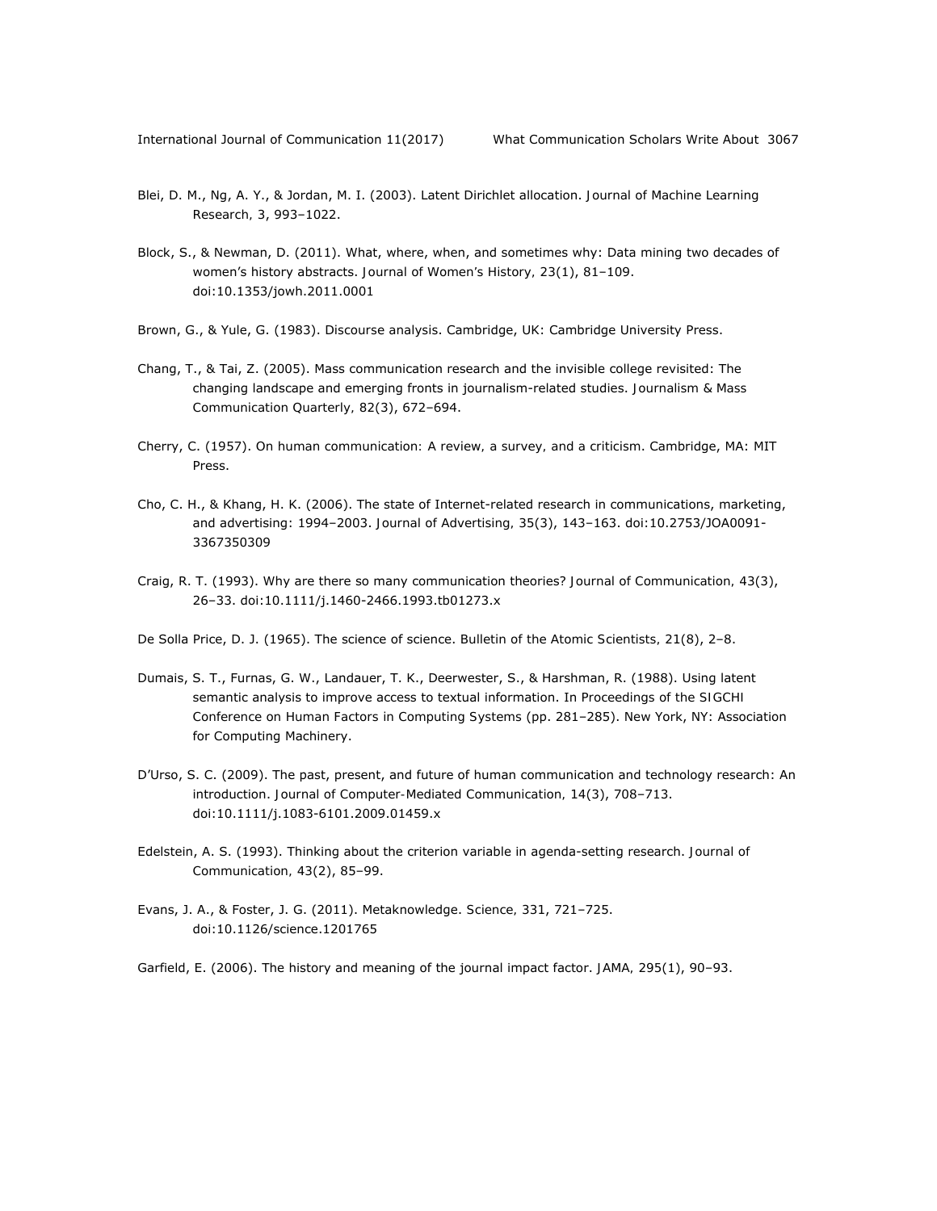Blei, D. M., Ng, A. Y., & Jordan, M. I. (2003). Latent Dirichlet allocation. *Journal of Machine Learning Research, 3*, 993–1022.

Block, S., & Newman, D. (2011). What, where, when, and sometimes why: Data mining two decades of women's history abstracts. *Journal of Women's History, 23*(1), 81–109. doi:10.1353/jowh.2011.0001

Brown, G., & Yule, G. (1983). *Discourse analysis*. Cambridge, UK: Cambridge University Press.

Chang, T., & Tai, Z. (2005). Mass communication research and the invisible college revisited: The changing landscape and emerging fronts in journalism-related studies. *Journalism & Mass Communication Quarterly, 82*(3), 672–694.

Cherry, C. (1957). *On human communication: A review, a survey, and a criticism*. Cambridge, MA: MIT Press.

Cho, C. H., & Khang, H. K. (2006). The state of Internet-related research in communications, marketing, and advertising: 1994–2003. *Journal of Advertising, 35*(3), 143–163. doi:10.2753/JOA0091-3367350309

Craig, R. T. (1993). Why are there so many communication theories? *Journal of Communication, 43*(3), 26–33. doi:10.1111/j.1460-2466.1993.tb01273.x

De Solla Price, D. J. (1965). The science of science. *Bulletin of the Atomic Scientists, 21*(8), 2–8.

Dumais, S. T., Furnas, G. W., Landauer, T. K., Deerwester, S., & Harshman, R. (1988). Using latent semantic analysis to improve access to textual information. In *Proceedings of the SIGCHI Conference on Human Factors in Computing Systems* (pp. 281–285). New York, NY: Association for Computing Machinery.

D'Urso, S. C. (2009). The past, present, and future of human communication and technology research: An introduction. *Journal of Computer-Mediated Communication, 14*(3), 708–713. doi:10.1111/j.1083-6101.2009.01459.x

Edelstein, A. S. (1993). Thinking about the criterion variable in agenda-setting research. *Journal of Communication, 43*(2), 85–99.

Evans, J. A., & Foster, J. G. (2011). Metaknowledge. *Science, 331*, 721–725. doi:10.1126/science.1201765

Garfield, E. (2006). The history and meaning of the journal impact factor. *JAMA, 295*(1), 90–93.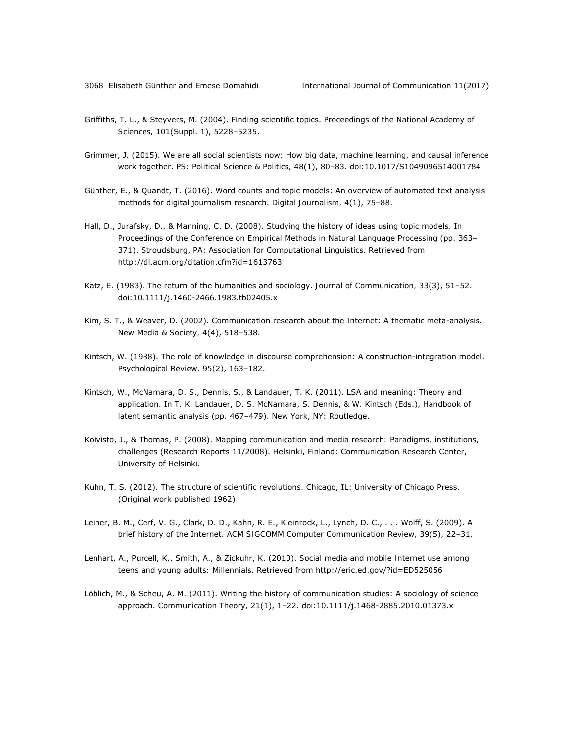Griffiths, T. L., & Steyvers, M. (2004). Finding scientific topics. *Proceedings of the National Academy of Sciences, 101*(Suppl. 1), 5228–5235.

Grimmer, J. (2015). We are all social scientists now: How big data, machine learning, and causal inference work together. *PS: Political Science & Politics, 48*(1), 80–83. doi:10.1017/S1049096514001784

Günther, E., & Quandt, T. (2016). Word counts and topic models: An overview of automated text analysis methods for digital journalism research. *Digital Journalism, 4*(1), 75–88.

Hall, D., Jurafsky, D., & Manning, C. D. (2008). Studying the history of ideas using topic models. In *Proceedings of the Conference on Empirical Methods in Natural Language Processing* (pp. 363–371). Stroudsburg, PA: Association for Computational Linguistics. Retrieved from http://dl.acm.org/citation.cfm?id=1613763

Katz, E. (1983). The return of the humanities and sociology. *Journal of Communication, 33*(3), 51–52. doi:10.1111/j.1460-2466.1983.tb02405.x

Kim, S. T., & Weaver, D. (2002). Communication research about the Internet: A thematic meta-analysis. *New Media & Society, 4*(4), 518–538.

Kintsch, W. (1988). The role of knowledge in discourse comprehension: A construction-integration model. *Psychological Review, 95*(2), 163–182.

Kintsch, W., McNamara, D. S., Dennis, S., & Landauer, T. K. (2011). LSA and meaning: Theory and application. In T. K. Landauer, D. S. McNamara, S. Dennis, & W. Kintsch (Eds.), *Handbook of latent semantic analysis* (pp. 467–479). New York, NY: Routledge.

Koivisto, J., & Thomas, P. (2008). *Mapping communication and media research: Paradigms, institutions, challenges* (Research Reports 11/2008). Helsinki, Finland: Communication Research Center, University of Helsinki.

Kuhn, T. S. (2012). *The structure of scientific revolutions*. Chicago, IL: University of Chicago Press. (Original work published 1962)

Leiner, B. M., Cerf, V. G., Clark, D. D., Kahn, R. E., Kleinrock, L., Lynch, D. C., . . . Wolff, S. (2009). A brief history of the Internet. *ACM SIGCOMM Computer Communication Review, 39*(5), 22–31.

Lenhart, A., Purcell, K., Smith, A., & Zickuhr, K. (2010). *Social media and mobile Internet use among teens and young adults: Millennials*. Retrieved from http://eric.ed.gov/?id=ED525056

Löblich, M., & Scheu, A. M. (2011). Writing the history of communication studies: A sociology of science approach. *Communication Theory, 21*(1), 1–22. doi:10.1111/j.1468-2885.2010.01373.x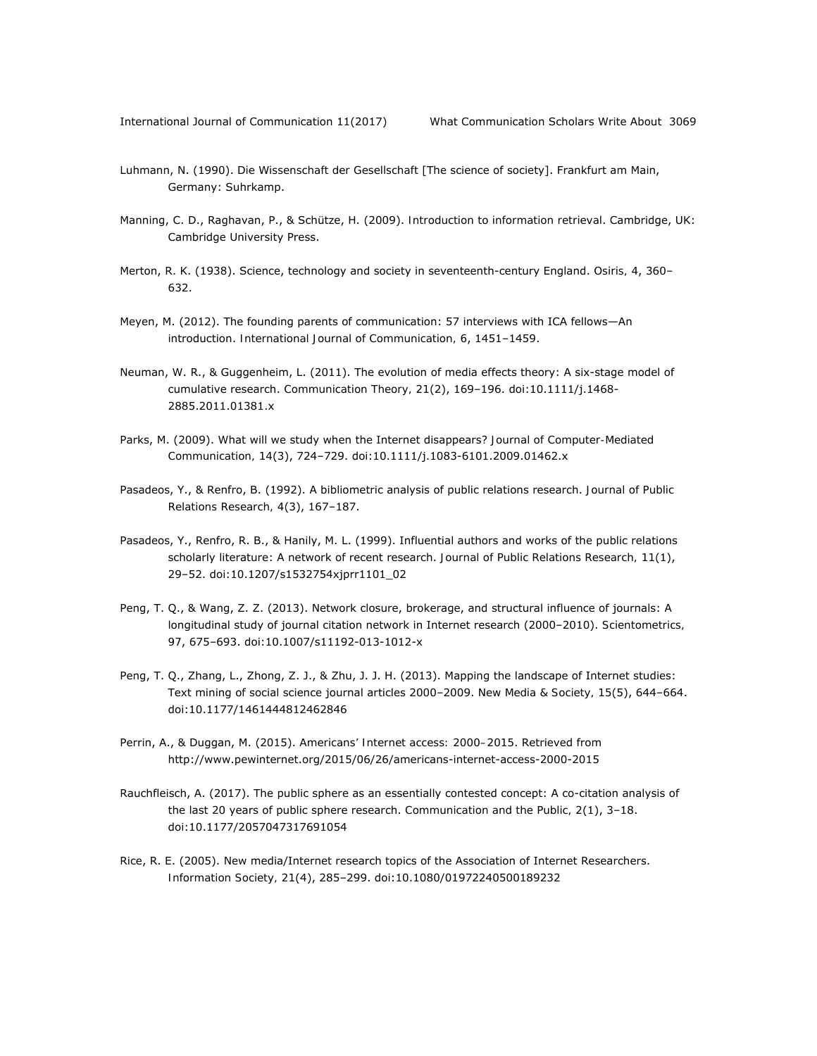Luhmann, N. (1990). *Die Wissenschaft der Gesellschaft* [The science of society]. Frankfurt am Main, Germany: Suhrkamp.

Manning, C. D., Raghavan, P., & Schütze, H. (2009). *Introduction to information retrieval*. Cambridge, UK: Cambridge University Press.

Merton, R. K. (1938). Science, technology and society in seventeenth-century England. *Osiris, 4*, 360–632.

Meyen, M. (2012). The founding parents of communication: 57 interviews with ICA fellows—An introduction. *International Journal of Communication, 6*, 1451–1459.

Neuman, W. R., & Guggenheim, L. (2011). The evolution of media effects theory: A six-stage model of cumulative research. *Communication Theory, 21*(2), 169–196. doi:10.1111/j.1468-2885.2011.01381.x

Parks, M. (2009). What will we study when the Internet disappears? *Journal of Computer-Mediated Communication, 14*(3), 724–729. doi:10.1111/j.1083-6101.2009.01462.x

Pasadeos, Y., & Renfro, B. (1992). A bibliometric analysis of public relations research. *Journal of Public Relations Research, 4*(3), 167–187.

Pasadeos, Y., Renfro, R. B., & Hanily, M. L. (1999). Influential authors and works of the public relations scholarly literature: A network of recent research. *Journal of Public Relations Research, 11*(1), 29–52. doi:10.1207/s1532754xjprr1101_02

Peng, T. Q., & Wang, Z. Z. (2013). Network closure, brokerage, and structural influence of journals: A longitudinal study of journal citation network in Internet research (2000–2010). *Scientometrics, 97*, 675–693. doi:10.1007/s11192-013-1012-x

Peng, T. Q., Zhang, L., Zhong, Z. J., & Zhu, J. J. H. (2013). Mapping the landscape of Internet studies: Text mining of social science journal articles 2000–2009. *New Media & Society, 15*(5), 644–664. doi:10.1177/1461444812462846

Perrin, A., & Duggan, M. (2015). *Americans' Internet access: 2000–2015*. Retrieved from http://www.pewinternet.org/2015/06/26/americans-internet-access-2000-2015

Rauchfleisch, A. (2017). The public sphere as an essentially contested concept: A co-citation analysis of the last 20 years of public sphere research. *Communication and the Public, 2*(1), 3–18. doi:10.1177/2057047317691054

Rice, R. E. (2005). New media/Internet research topics of the Association of Internet Researchers. *Information Society, 21*(4), 285–299. doi:10.1080/01972240500189232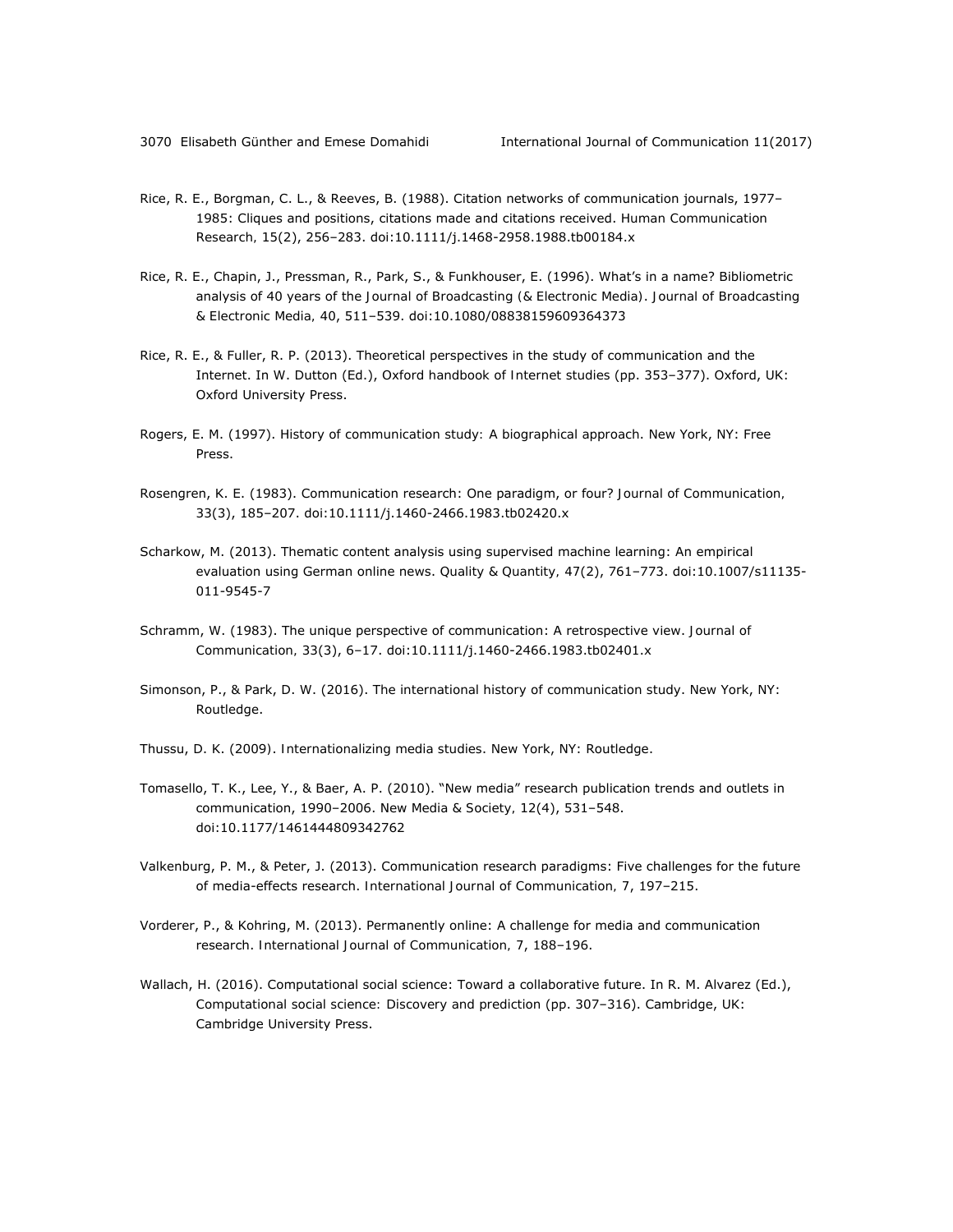Rice, R. E., Borgman, C. L., & Reeves, B. (1988). Citation networks of communication journals, 1977–1985: Cliques and positions, citations made and citations received. *Human Communication Research, 15*(2), 256–283. doi:10.1111/j.1468-2958.1988.tb00184.x

Rice, R. E., Chapin, J., Pressman, R., Park, S., & Funkhouser, E. (1996). What's in a name? Bibliometric analysis of 40 years of the Journal of Broadcasting (& Electronic Media). *Journal of Broadcasting & Electronic Media, 40*, 511–539. doi:10.1080/08838159609364373

Rice, R. E., & Fuller, R. P. (2013). Theoretical perspectives in the study of communication and the Internet. In W. Dutton (Ed.), *Oxford handbook of Internet studies* (pp. 353–377). Oxford, UK: Oxford University Press.

Rogers, E. M. (1997). *History of communication study: A biographical approach*. New York, NY: Free Press.

Rosengren, K. E. (1983). Communication research: One paradigm, or four? *Journal of Communication, 33*(3), 185–207. doi:10.1111/j.1460-2466.1983.tb02420.x

Scharkow, M. (2013). Thematic content analysis using supervised machine learning: An empirical evaluation using German online news. *Quality & Quantity, 47*(2), 761–773. doi:10.1007/s11135-011-9545-7

Schramm, W. (1983). The unique perspective of communication: A retrospective view. *Journal of Communication, 33*(3), 6–17. doi:10.1111/j.1460-2466.1983.tb02401.x

Simonson, P., & Park, D. W. (2016). *The international history of communication study*. New York, NY: Routledge.

Thussu, D. K. (2009). *Internationalizing media studies*. New York, NY: Routledge.

Tomasello, T. K., Lee, Y., & Baer, A. P. (2010). "New media" research publication trends and outlets in communication, 1990–2006. *New Media & Society, 12*(4), 531–548. doi:10.1177/1461444809342762

Valkenburg, P. M., & Peter, J. (2013). Communication research paradigms: Five challenges for the future of media-effects research. *International Journal of Communication, 7*, 197–215.

Vorderer, P., & Kohring, M. (2013). Permanently online: A challenge for media and communication research. *International Journal of Communication, 7*, 188–196.

Wallach, H. (2016). Computational social science: Toward a collaborative future. In R. M. Alvarez (Ed.), *Computational social science: Discovery and prediction* (pp. 307–316). Cambridge, UK: Cambridge University Press.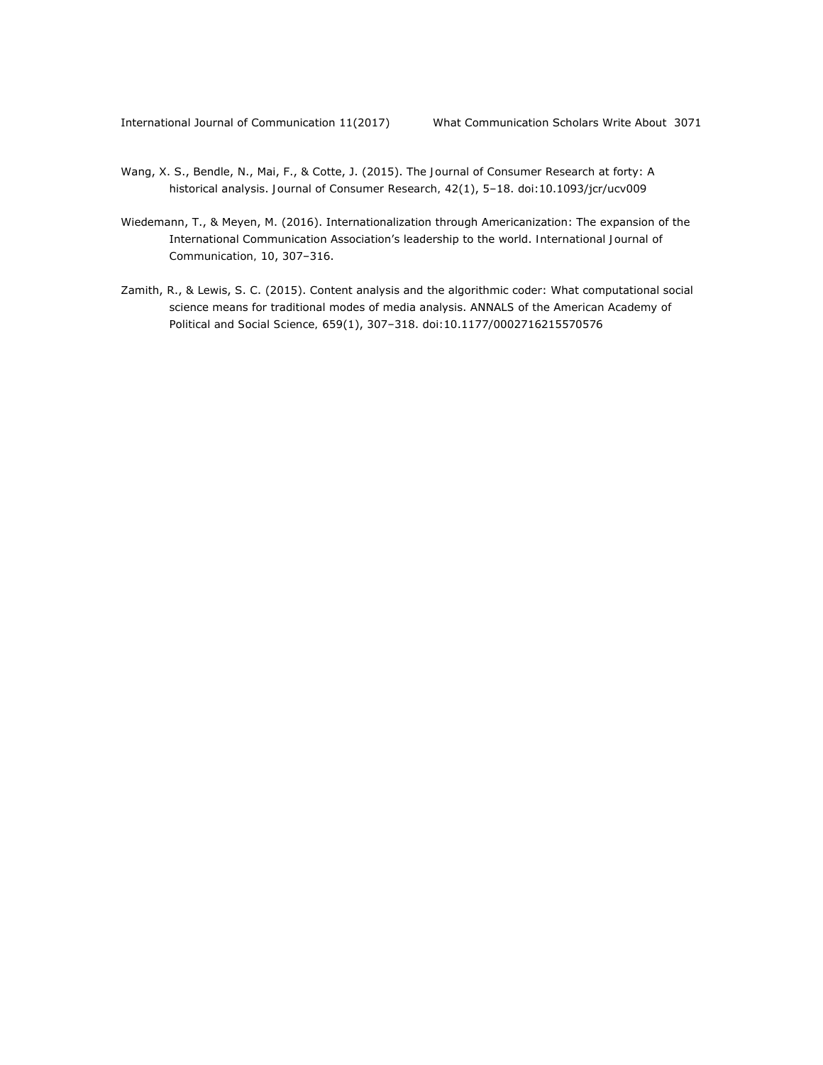Wang, X. S., Bendle, N., Mai, F., & Cotte, J. (2015). The Journal of Consumer Research at forty: A historical analysis. *Journal of Consumer Research, 42*(1), 5–18. doi:10.1093/jcr/ucv009

Wiedemann, T., & Meyen, M. (2016). Internationalization through Americanization: The expansion of the International Communication Association's leadership to the world. *International Journal of Communication, 10*, 307–316.

Zamith, R., & Lewis, S. C. (2015). Content analysis and the algorithmic coder: What computational social science means for traditional modes of media analysis. *ANNALS of the American Academy of Political and Social Science, 659*(1), 307–318. doi:10.1177/0002716215570576